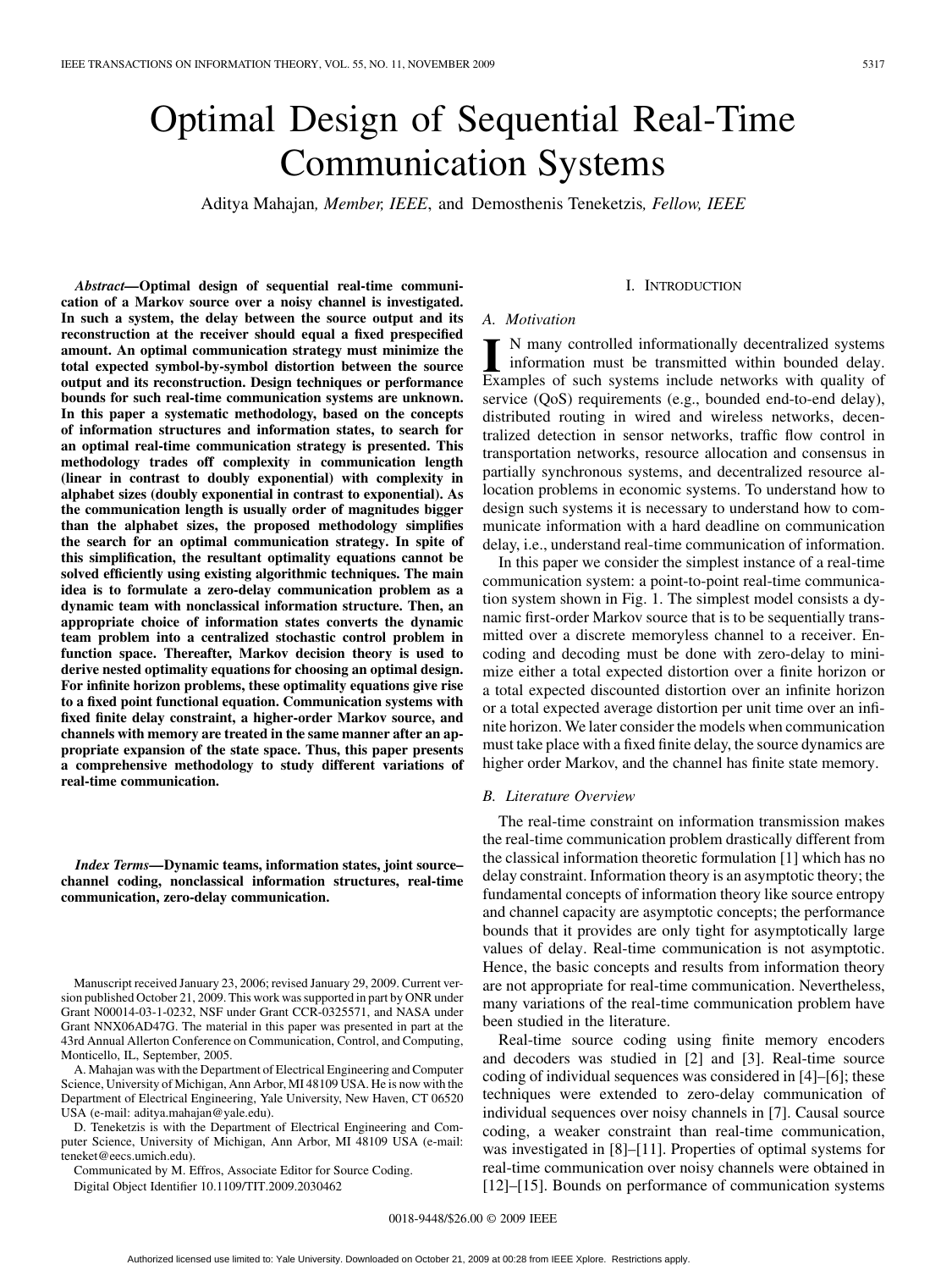# Optimal Design of Sequential Real-Time Communication Systems

Aditya Mahajan, *Member, IEEE*, and Demosthenis Teneketzis, *Fellow, IEEE*

***Abstract*—Optimal design of sequential real-time communication of a Markov source over a noisy channel is investigated. In such a system, the delay between the source output and its reconstruction at the receiver should equal a fixed prespecified amount. An optimal communication strategy must minimize the total expected symbol-by-symbol distortion between the source output and its reconstruction. Design techniques or performance bounds for such real-time communication systems are unknown. In this paper a systematic methodology, based on the concepts of information structures and information states, to search for an optimal real-time communication strategy is presented. This methodology trades off complexity in communication length (linear in contrast to doubly exponential) with complexity in alphabet sizes (doubly exponential in contrast to exponential). As the communication length is usually order of magnitudes bigger than the alphabet sizes, the proposed methodology simplifies the search for an optimal communication strategy. In spite of this simplification, the resultant optimality equations cannot be solved efficiently using existing algorithmic techniques. The main idea is to formulate a zero-delay communication problem as a dynamic team with nonclassical information structure. Then, an appropriate choice of information states converts the dynamic team problem into a centralized stochastic control problem in function space. Thereafter, Markov decision theory is used to derive nested optimality equations for choosing an optimal design. For infinite horizon problems, these optimality equations give rise to a fixed point functional equation. Communication systems with fixed finite delay constraint, a higher-order Markov source, and channels with memory are treated in the same manner after an appropriate expansion of the state space. Thus, this paper presents a comprehensive methodology to study different variations of real-time communication.**

***Index Terms*—Dynamic teams, information states, joint source–channel coding, nonclassical information structures, real-time communication, zero-delay communication.**

Manuscript received January 23, 2006; revised January 29, 2009. Current version published October 21, 2009. This work was supported in part by ONR under Grant N00014-03-1-0232, NSF under Grant CCR-0325571, and NASA under Grant NNX06AD47G. The material in this paper was presented in part at the 43rd Annual Allerton Conference on Communication, Control, and Computing, Monticello, IL, September, 2005.

A. Mahajan was with the Department of Electrical Engineering and Computer Science, University of Michigan, Ann Arbor, MI 48109 USA. He is now with the Department of Electrical Engineering, Yale University, New Haven, CT 06520 USA (e-mail: aditya.mahajan@yale.edu).

D. Teneketzis is with the Department of Electrical Engineering and Computer Science, University of Michigan, Ann Arbor, MI 48109 USA (e-mail: teneket@eecs.umich.edu).

Communicated by M. Effros, Associate Editor for Source Coding.

Digital Object Identifier 10.1109/TIT.2009.2030462

## I. Introduction

### A. Motivation

In many controlled informationally decentralized systems information must be transmitted within bounded delay. Examples of such systems include networks with quality of service (QoS) requirements (e.g., bounded end-to-end delay), distributed routing in wired and wireless networks, decentralized detection in sensor networks, traffic flow control in transportation networks, resource allocation and consensus in partially synchronous systems, and decentralized resource allocation problems in economic systems. To understand how to design such systems it is necessary to understand how to communicate information with a hard deadline on communication delay, i.e., understand real-time communication of information.

In this paper we consider the simplest instance of a real-time communication system: a point-to-point real-time communication system shown in Fig. 1. The simplest model consists a dynamic first-order Markov source that is to be sequentially transmitted over a discrete memoryless channel to a receiver. Encoding and decoding must be done with zero-delay to minimize either a total expected distortion over a finite horizon or a total expected discounted distortion over an infinite horizon or a total expected average distortion per unit time over an infinite horizon. We later consider the models when communication must take place with a fixed finite delay, the source dynamics are higher order Markov, and the channel has finite state memory.

### B. Literature Overview

The real-time constraint on information transmission makes the real-time communication problem drastically different from the classical information theoretic formulation [1] which has no delay constraint. Information theory is an asymptotic theory; the fundamental concepts of information theory like source entropy and channel capacity are asymptotic concepts; the performance bounds that it provides are only tight for asymptotically large values of delay. Real-time communication is not asymptotic. Hence, the basic concepts and results from information theory are not appropriate for real-time communication. Nevertheless, many variations of the real-time communication problem have been studied in the literature.

Real-time source coding using finite memory encoders and decoders was studied in [2] and [3]. Real-time source coding of individual sequences was considered in [4]–[6]; these techniques were extended to zero-delay communication of individual sequences over noisy channels in [7]. Causal source coding, a weaker constraint than real-time communication, was investigated in [8]–[11]. Properties of optimal systems for real-time communication over noisy channels were obtained in [12]–[15]. Bounds on performance of communication systems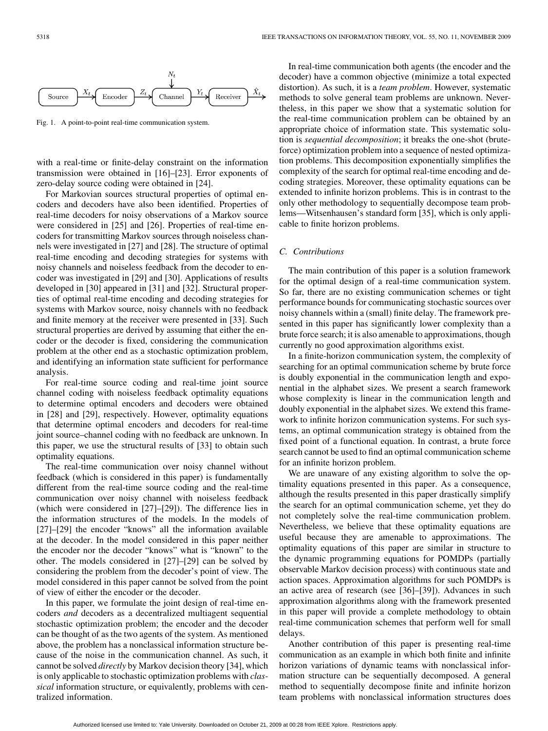Fig. 1. A point-to-point real-time communication system.

with a real-time or finite-delay constraint on the information transmission were obtained in [16]–[23]. Error exponents of zero-delay source coding were obtained in [24].

For Markovian sources structural properties of optimal encoders and decoders have also been identified. Properties of real-time decoders for noisy observations of a Markov source were considered in [25] and [26]. Properties of real-time encoders for transmitting Markov sources through noiseless channels were investigated in [27] and [28]. The structure of optimal real-time encoding and decoding strategies for systems with noisy channels and noiseless feedback from the decoder to encoder was investigated in [29] and [30]. Applications of results developed in [30] appeared in [31] and [32]. Structural properties of optimal real-time encoding and decoding strategies for systems with Markov source, noisy channels with no feedback and finite memory at the receiver were presented in [33]. Such structural properties are derived by assuming that either the encoder or the decoder is fixed, considering the communication problem at the other end as a stochastic optimization problem, and identifying an information state sufficient for performance analysis.

For real-time source coding and real-time joint source channel coding with noiseless feedback optimality equations to determine optimal encoders and decoders were obtained in [28] and [29], respectively. However, optimality equations that determine optimal encoders and decoders for real-time joint source–channel coding with no feedback are unknown. In this paper, we use the structural results of [33] to obtain such optimality equations.

The real-time communication over noisy channel without feedback (which is considered in this paper) is fundamentally different from the real-time source coding and the real-time communication over noisy channel with noiseless feedback (which were considered in [27]–[29]). The difference lies in the information structures of the models. In the models of [27]–[29] the encoder "knows" all the information available at the decoder. In the model considered in this paper neither the encoder nor the decoder "knows" what is "known" to the other. The models considered in [27]–[29] can be solved by considering the problem from the decoder's point of view. The model considered in this paper cannot be solved from the point of view of either the encoder or the decoder.

In this paper, we formulate the joint design of real-time encoders *and* decoders as a decentralized multiagent sequential stochastic optimization problem; the encoder and the decoder can be thought of as the two agents of the system. As mentioned above, the problem has a nonclassical information structure because of the noise in the communication channel. As such, it cannot be solved *directly* by Markov decision theory [34], which is only applicable to stochastic optimization problems with *classical* information structure, or equivalently, problems with centralized information.

In real-time communication both agents (the encoder and the decoder) have a common objective (minimize a total expected distortion). As such, it is a *team problem*. However, systematic methods to solve general team problems are unknown. Nevertheless, in this paper we show that a systematic solution for the real-time communication problem can be obtained by an appropriate choice of information state. This systematic solution is *sequential decomposition*; it breaks the one-shot (brute-force) optimization problem into a sequence of nested optimization problems. This decomposition exponentially simplifies the complexity of the search for optimal real-time encoding and decoding strategies. Moreover, these optimality equations can be extended to infinite horizon problems. This is in contrast to the only other methodology to sequentially decompose team problems—Witsenhausen's standard form [35], which is only applicable to finite horizon problems.

### C. Contributions

The main contribution of this paper is a solution framework for the optimal design of a real-time communication system. So far, there are no existing communication schemes or tight performance bounds for communicating stochastic sources over noisy channels within a (small) finite delay. The framework presented in this paper has significantly lower complexity than a brute force search; it is also amenable to approximations, though currently no good approximation algorithms exist.

In a finite-horizon communication system, the complexity of searching for an optimal communication scheme by brute force is doubly exponential in the communication length and exponential in the alphabet sizes. We present a search framework whose complexity is linear in the communication length and doubly exponential in the alphabet sizes. We extend this framework to infinite horizon communication systems. For such systems, an optimal communication strategy is obtained from the fixed point of a functional equation. In contrast, a brute force search cannot be used to find an optimal communication scheme for an infinite horizon problem.

We are unaware of any existing algorithm to solve the optimality equations presented in this paper. As a consequence, although the results presented in this paper drastically simplify the search for an optimal communication scheme, yet they do not completely solve the real-time communication problem. Nevertheless, we believe that these optimality equations are useful because they are amenable to approximations. The optimality equations of this paper are similar in structure to the dynamic programming equations for POMDPs (partially observable Markov decision process) with continuous state and action spaces. Approximation algorithms for such POMDPs is an active area of research (see [36]–[39]). Advances in such approximation algorithms along with the framework presented in this paper will provide a complete methodology to obtain real-time communication schemes that perform well for small delays.

Another contribution of this paper is presenting real-time communication as an example in which both finite and infinite horizon variations of dynamic teams with nonclassical information structure can be sequentially decomposed. A general method to sequentially decompose finite and infinite horizon team problems with nonclassical information structures does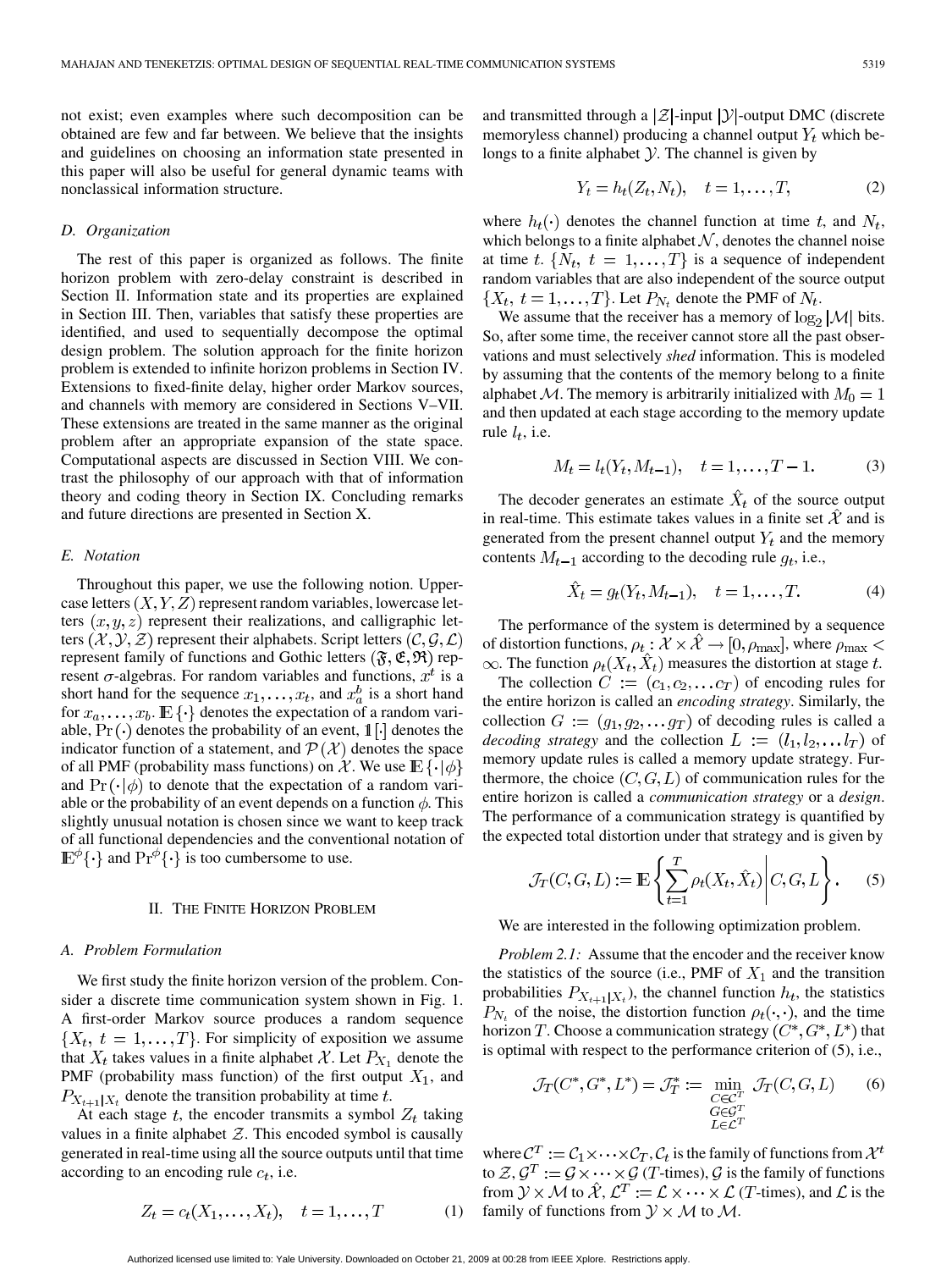not exist; even examples where such decomposition can be obtained are few and far between. We believe that the insights and guidelines on choosing an information state presented in this paper will also be useful for general dynamic teams with nonclassical information structure.

### D. Organization

The rest of this paper is organized as follows. The finite horizon problem with zero-delay constraint is described in Section II. Information state and its properties are explained in Section III. Then, variables that satisfy these properties are identified, and used to sequentially decompose the optimal design problem. The solution approach for the finite horizon problem is extended to infinite horizon problems in Section IV. Extensions to fixed-finite delay, higher order Markov sources, and channels with memory are considered in Sections V–VII. These extensions are treated in the same manner as the original problem after an appropriate expansion of the state space. Computational aspects are discussed in Section VIII. We contrast the philosophy of our approach with that of information theory and coding theory in Section IX. Concluding remarks and future directions are presented in Section X.

### E. Notation

Throughout this paper, we use the following notion. Uppercase letters $(X, Y, Z)$ represent random variables, lowercase letters $(x, y, z)$ represent their realizations, and calligraphic letters $(\mathcal{X}, \mathcal{Y}, \mathcal{Z})$ represent their alphabets. Script letters $(\mathcal{C}, \mathcal{G}, \mathcal{L})$ represent family of functions and Gothic letters $(\mathfrak{F}, \mathfrak{C}, \mathfrak{R})$ represent $\sigma$-algebras. For random variables and functions, $x^t$ is a short hand for the sequence $x_1, \dots, x_t$, and $x_a^b$ is a short hand for $x_a, \dots, x_b$. $\mathbb{E}\{\cdot\}$ denotes the expectation of a random variable, $\Pr(\cdot)$ denotes the probability of an event, $\mathbb{1}[\cdot]$ denotes the indicator function of a statement, and $\mathcal{P}(\mathcal{X})$ denotes the space of all PMF (probability mass functions) on $\mathcal{X}$. We use $\mathbb{E}\{\cdot|\phi\}$ and $\Pr(\cdot|\phi)$ to denote that the expectation of a random variable or the probability of an event depends on a function $\phi$. This slightly unusual notation is chosen since we want to keep track of all functional dependencies and the conventional notation of $\mathbb{E}^{\phi}\{\cdot\}$ and $\Pr^{\phi}\{\cdot\}$ is too cumbersome to use.

## II. The Finite Horizon Problem

### A. Problem Formulation

We first study the finite horizon version of the problem. Consider a discrete time communication system shown in Fig. 1. A first-order Markov source produces a random sequence $\{X_t,\ t = 1, \dots, T\}$. For simplicity of exposition we assume that $X_t$ takes values in a finite alphabet $\mathcal{X}$. Let $P_{X_1}$ denote the PMF (probability mass function) of the first output $X_1$, and $P_{X_{t+1}|X_t}$ denote the transition probability at time $t$.

At each stage $t$, the encoder transmits a symbol $Z_t$ taking values in a finite alphabet $\mathcal{Z}$. This encoded symbol is causally generated in real-time using all the source outputs until that time according to an encoding rule $c_t$, i.e.

$$Z_t = c_t(X_1, \dots, X_t), \quad t = 1, \dots, T \tag{1}$$

and transmitted through a $|\mathcal{Z}|$-input $|\mathcal{Y}|$-output DMC (discrete memoryless channel) producing a channel output $Y_t$ which belongs to a finite alphabet $\mathcal{Y}$. The channel is given by

$$Y_t = h_t(Z_t, N_t), \quad t = 1, \dots, T, \tag{2}$$

where $h_t(\cdot)$ denotes the channel function at time $t$, and $N_t$, which belongs to a finite alphabet $\mathcal{N}$, denotes the channel noise at time $t$. $\{N_t,\ t = 1, \dots, T\}$ is a sequence of independent random variables that are also independent of the source output $\{X_t,\ t = 1, \dots, T\}$. Let $P_{N_t}$ denote the PMF of $N_t$.

We assume that the receiver has a memory of $\log_2 |\mathcal{M}|$ bits. So, after some time, the receiver cannot store all the past observations and must selectively *shed* information. This is modeled by assuming that the contents of the memory belong to a finite alphabet $\mathcal{M}$. The memory is arbitrarily initialized with $M_0 = 1$ and then updated at each stage according to the memory update rule $l_t$, i.e.

$$M_t = l_t(Y_t, M_{t-1}), \quad t = 1, \dots, T-1. \tag{3}$$

The decoder generates an estimate $\hat{X}_t$ of the source output in real-time. This estimate takes values in a finite set $\hat{\mathcal{X}}$ and is generated from the present channel output $Y_t$ and the memory contents $M_{t-1}$ according to the decoding rule $g_t$, i.e.,

$$\hat{X}_t = g_t(Y_t, M_{t-1}), \quad t = 1, \dots, T. \tag{4}$$

The performance of the system is determined by a sequence of distortion functions, $\rho_t : \mathcal{X} \times \hat{\mathcal{X}} \to [0, \rho_{\max}]$, where $\rho_{\max} < \infty$. The function $\rho_t(X_t, \hat{X}_t)$ measures the distortion at stage $t$.

The collection $C := (c_1, c_2, \dots c_T)$ of encoding rules for the entire horizon is called an *encoding strategy*. Similarly, the collection $G := (g_1, g_2, \dots g_T)$ of decoding rules is called a *decoding strategy* and the collection $L := (l_1, l_2, \dots l_T)$ of memory update rules is called a memory update strategy. Furthermore, the choice $(C, G, L)$ of communication rules for the entire horizon is called a *communication strategy* or a *design*. The performance of a communication strategy is quantified by the expected total distortion under that strategy and is given by

$$\mathcal{J}_T(C, G, L) := \mathbb{E}\left\{ \sum_{t=1}^{T} \rho_t(X_t, \hat{X}_t) \,\middle|\, C, G, L \right\}. \tag{5}$$

We are interested in the following optimization problem.

*Problem 2.1:* Assume that the encoder and the receiver know the statistics of the source (i.e., PMF of $X_1$ and the transition probabilities $P_{X_{t+1}|X_t}$), the channel function $h_t$, the statistics $P_{N_t}$ of the noise, the distortion function $\rho_t(\cdot,\cdot)$, and the time horizon $T$. Choose a communication strategy $(C^*, G^*, L^*)$ that is optimal with respect to the performance criterion of (5), i.e.,

$$\mathcal{J}_T(C^*, G^*, L^*) = \mathcal{J}_T^* := \min_{\substack{C \in \mathcal{C}^T \\ G \in \mathcal{G}^T \\ L \in \mathcal{L}^T}} \mathcal{J}_T(C, G, L) \tag{6}$$

where $\mathcal{C}^T := \mathcal{C}_1 \times \dots \times \mathcal{C}_T$, $\mathcal{C}_t$ is the family of functions from $\mathcal{X}^t$ to $\mathcal{Z}$, $\mathcal{G}^T := \mathcal{G} \times \dots \times \mathcal{G}$ ($T$-times), $\mathcal{G}$ is the family of functions from $\mathcal{Y} \times \mathcal{M}$ to $\hat{\mathcal{X}}$, $\mathcal{L}^T := \mathcal{L} \times \dots \times \mathcal{L}$ ($T$-times), and $\mathcal{L}$ is the family of functions from $\mathcal{Y} \times \mathcal{M}$ to $\mathcal{M}$.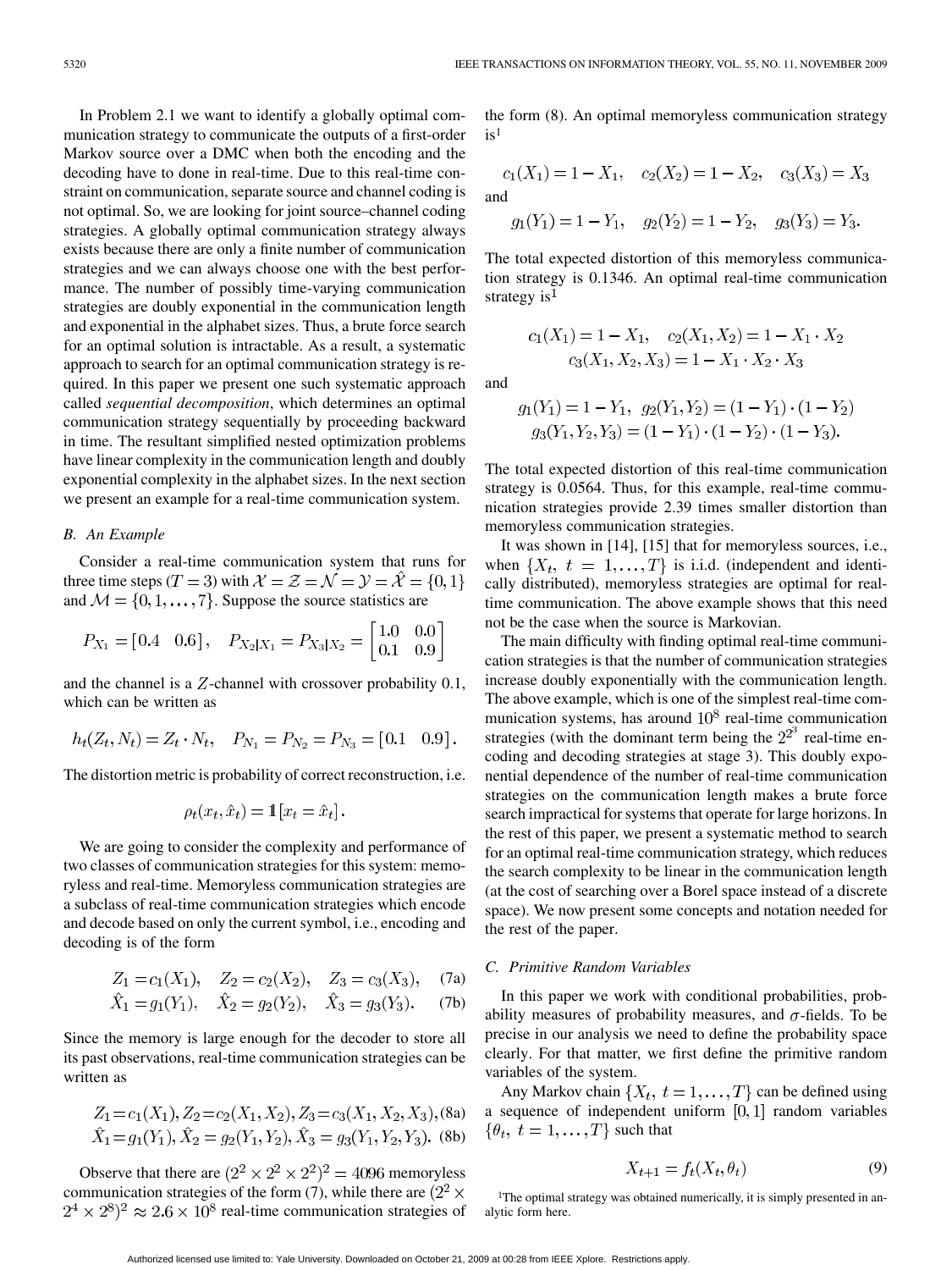In Problem 2.1 we want to identify a globally optimal communication strategy to communicate the outputs of a first-order Markov source over a DMC when both the encoding and the decoding have to done in real-time. Due to this real-time constraint on communication, separate source and channel coding is not optimal. So, we are looking for joint source–channel coding strategies. A globally optimal communication strategy always exists because there are only a finite number of communication strategies and we can always choose one with the best performance. The number of possibly time-varying communication strategies are doubly exponential in the communication length and exponential in the alphabet sizes. Thus, a brute force search for an optimal solution is intractable. As a result, a systematic approach to search for an optimal communication strategy is required. In this paper we present one such systematic approach called *sequential decomposition*, which determines an optimal communication strategy sequentially by proceeding backward in time. The resultant simplified nested optimization problems have linear complexity in the communication length and doubly exponential complexity in the alphabet sizes. In the next section we present an example for a real-time communication system.

### B. An Example

Consider a real-time communication system that runs for three time steps ($T = 3$) with $\mathcal{X} = \mathcal{Z} = \mathcal{N} = \mathcal{Y} = \hat{\mathcal{X}} = \{0, 1\}$ and $\mathcal{M} = \{0, 1, \ldots, 7\}$. Suppose the source statistics are

$$P_{X_1} = [0.4 \quad 0.6], \quad P_{X_2|X_1} = P_{X_3|X_2} = \begin{bmatrix} 1.0 & 0.0 \\ 0.1 & 0.9 \end{bmatrix}$$

and the channel is a $Z$-channel with crossover probability 0.1, which can be written as

$$h_t(Z_t, N_t) = Z_t \cdot N_t, \quad P_{N_1} = P_{N_2} = P_{N_3} = [0.1 \quad 0.9].$$

The distortion metric is probability of correct reconstruction, i.e.

$$\rho_t(x_t, \hat{x}_t) = \mathbb{1}[x_t = \hat{x}_t].$$

We are going to consider the complexity and performance of two classes of communication strategies for this system: memoryless and real-time. Memoryless communication strategies are a subclass of real-time communication strategies which encode and decode based on only the current symbol, i.e., encoding and decoding is of the form

$$Z_1 = c_1(X_1), \quad Z_2 = c_2(X_2), \quad Z_3 = c_3(X_3), \quad \text{(7a)}$$
$$\hat{X}_1 = g_1(Y_1), \quad \hat{X}_2 = g_2(Y_2), \quad \hat{X}_3 = g_3(Y_3). \quad \text{(7b)}$$

Since the memory is large enough for the decoder to store all its past observations, real-time communication strategies can be written as

$$Z_1 = c_1(X_1), Z_2 = c_2(X_1, X_2), Z_3 = c_3(X_1, X_2, X_3), \text{(8a)}$$
$$\hat{X}_1 = g_1(Y_1), \hat{X}_2 = g_2(Y_1, Y_2), \hat{X}_3 = g_3(Y_1, Y_2, Y_3). \text{(8b)}$$

Observe that there are $(2^2 \times 2^2 \times 2^2)^2 = 4096$ memoryless communication strategies of the form (7), while there are $(2^2 \times 2^4 \times 2^8)^2 \approx 2.6 \times 10^8$ real-time communication strategies of the form (8). An optimal memoryless communication strategy is[1]

$$c_1(X_1) = 1 - X_1, \quad c_2(X_2) = 1 - X_2, \quad c_3(X_3) = X_3$$

and

$$g_1(Y_1) = 1 - Y_1, \quad g_2(Y_2) = 1 - Y_2, \quad g_3(Y_3) = Y_3.$$

The total expected distortion of this memoryless communication strategy is 0.1346. An optimal real-time communication strategy is[1]

$$c_1(X_1) = 1 - X_1, \quad c_2(X_1, X_2) = 1 - X_1 \cdot X_2$$
$$c_3(X_1, X_2, X_3) = 1 - X_1 \cdot X_2 \cdot X_3$$

and

$$g_1(Y_1) = 1 - Y_1, \ g_2(Y_1, Y_2) = (1 - Y_1) \cdot (1 - Y_2)$$
$$g_3(Y_1, Y_2, Y_3) = (1 - Y_1) \cdot (1 - Y_2) \cdot (1 - Y_3).$$

The total expected distortion of this real-time communication strategy is 0.0564. Thus, for this example, real-time communication strategies provide 2.39 times smaller distortion than memoryless communication strategies.

It was shown in [14], [15] that for memoryless sources, i.e., when $\{X_t, \ t = 1, \ldots, T\}$ is i.i.d. (independent and identically distributed), memoryless strategies are optimal for real-time communication. The above example shows that this need not be the case when the source is Markovian.

The main difficulty with finding optimal real-time communication strategies is that the number of communication strategies increase doubly exponentially with the communication length. The above example, which is one of the simplest real-time communication systems, has around $10^8$ real-time communication strategies (with the dominant term being the $2^{2^3}$ real-time encoding and decoding strategies at stage 3). This doubly exponential dependence of the number of real-time communication strategies on the communication length makes a brute force search impractical for systems that operate for large horizons. In the rest of this paper, we present a systematic method to search for an optimal real-time communication strategy, which reduces the search complexity to be linear in the communication length (at the cost of searching over a Borel space instead of a discrete space). We now present some concepts and notation needed for the rest of the paper.

### C. Primitive Random Variables

In this paper we work with conditional probabilities, probability measures of probability measures, and $\sigma$-fields. To be precise in our analysis we need to define the probability space clearly. For that matter, we first define the primitive random variables of the system.

Any Markov chain $\{X_t, \ t = 1, \ldots, T\}$ can be defined using a sequence of independent uniform $[0, 1]$ random variables $\{\theta_t, \ t = 1, \ldots, T\}$ such that

$$X_{t+1} = f_t(X_t, \theta_t) \quad (9)$$

[1]The optimal strategy was obtained numerically, it is simply presented in analytic form here.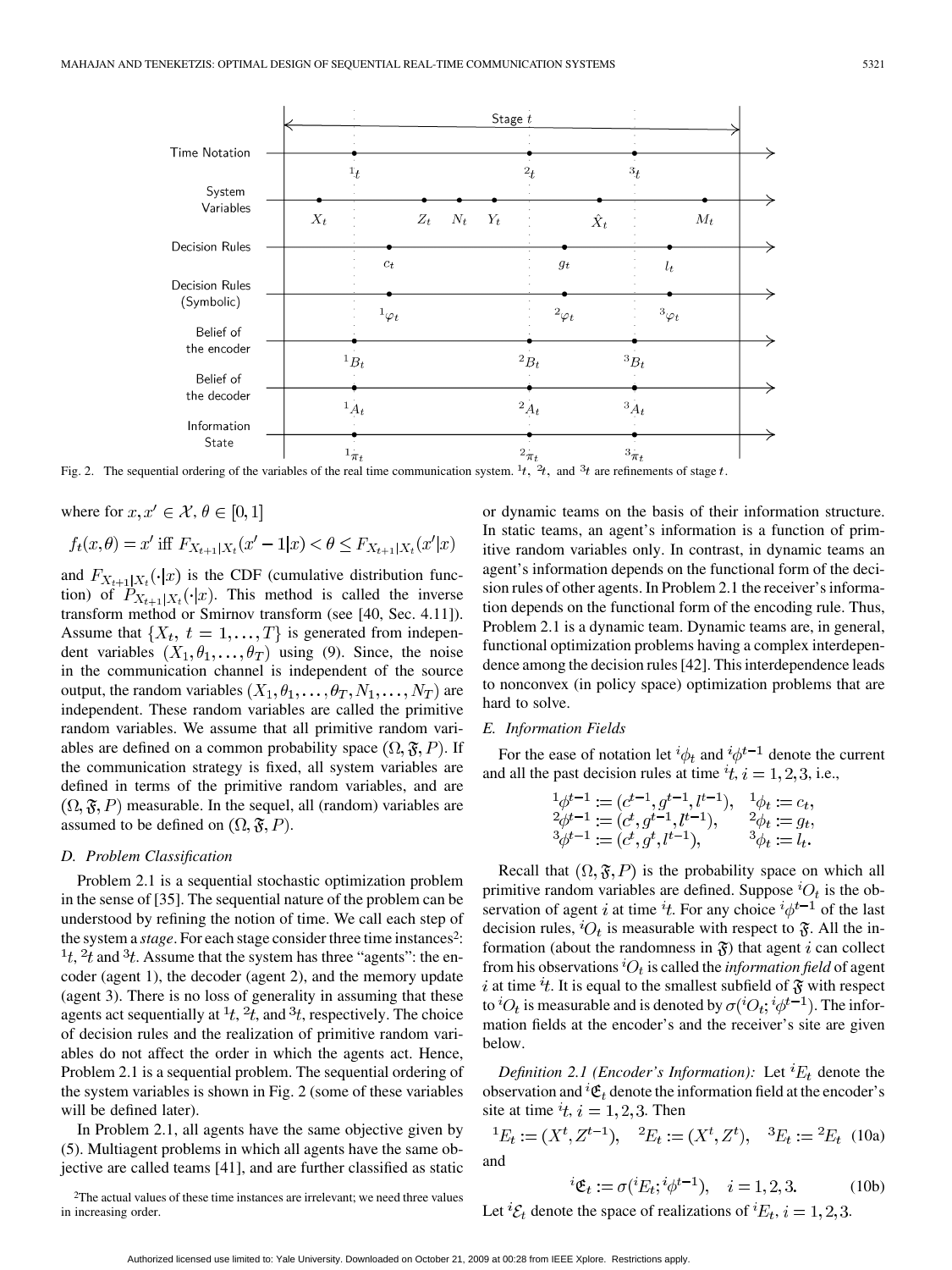Fig. 2. The sequential ordering of the variables of the real time communication system. ${}^1t$, ${}^2t$, and ${}^3t$ are refinements of stage $t$.

where for $x, x' \in \mathcal{X}$, $\theta \in [0,1]$

$$f_t(x,\theta) = x' \text{ iff } F_{X_{t+1}|X_t}(x'-1|x) < \theta \leq F_{X_{t+1}|X_t}(x'|x)$$

and $F_{X_{t+1}|X_t}(\cdot|x)$ is the CDF (cumulative distribution function) of $P_{X_{t+1}|X_t}(\cdot|x)$. This method is called the inverse transform method or Smirnov transform (see [40, Sec. 4.11]). Assume that $\{X_t,\ t = 1,\ldots,T\}$ is generated from independent variables $(X_1, \theta_1, \ldots, \theta_T)$ using (9). Since, the noise in the communication channel is independent of the source output, the random variables $(X_1, \theta_1, \ldots, \theta_T, N_1, \ldots, N_T)$ are independent. These random variables are called the primitive random variables. We assume that all primitive random variables are defined on a common probability space $(\Omega, \mathfrak{F}, P)$. If the communication strategy is fixed, all system variables are defined in terms of the primitive random variables, and are $(\Omega, \mathfrak{F}, P)$ measurable. In the sequel, all (random) variables are assumed to be defined on $(\Omega, \mathfrak{F}, P)$.

### D. Problem Classification

Problem 2.1 is a sequential stochastic optimization problem in the sense of [35]. The sequential nature of the problem can be understood by refining the notion of time. We call each step of the system a *stage*. For each stage consider three time instances[2]: ${}^1t$, ${}^2t$ and ${}^3t$. Assume that the system has three "agents": the encoder (agent 1), the decoder (agent 2), and the memory update (agent 3). There is no loss of generality in assuming that these agents act sequentially at ${}^1t$, ${}^2t$, and ${}^3t$, respectively. The choice of decision rules and the realization of primitive random variables do not affect the order in which the agents act. Hence, Problem 2.1 is a sequential problem. The sequential ordering of the system variables is shown in Fig. 2 (some of these variables will be defined later).

In Problem 2.1, all agents have the same objective given by (5). Multiagent problems in which all agents have the same objective are called teams [41], and are further classified as static or dynamic teams on the basis of their information structure. In static teams, an agent's information is a function of primitive random variables only. In contrast, in dynamic teams an agent's information depends on the functional form of the decision rules of other agents. In Problem 2.1 the receiver's information depends on the functional form of the encoding rule. Thus, Problem 2.1 is a dynamic team. Dynamic teams are, in general, functional optimization problems having a complex interdependence among the decision rules [42]. This interdependence leads to nonconvex (in policy space) optimization problems that are hard to solve.

[2]The actual values of these time instances are irrelevant; we need three values in increasing order.

### E. Information Fields

For the ease of notation let ${}^i\phi_t$ and ${}^i\phi^{t-1}$ denote the current and all the past decision rules at time ${}^it$, $i = 1, 2, 3$, i.e.,

$$\begin{aligned}
{}^1\phi^{t-1} &:= (c^{t-1}, g^{t-1}, l^{t-1}), & {}^1\phi_t &:= c_t,\\
{}^2\phi^{t-1} &:= (c^{t}, g^{t-1}, l^{t-1}), & {}^2\phi_t &:= g_t,\\
{}^3\phi^{t-1} &:= (c^{t}, g^{t}, l^{t-1}), & {}^3\phi_t &:= l_t.
\end{aligned}$$

Recall that $(\Omega, \mathfrak{F}, P)$ is the probability space on which all primitive random variables are defined. Suppose ${}^iO_t$ is the observation of agent $i$ at time ${}^it$. For any choice ${}^i\phi^{t-1}$ of the last decision rules, ${}^iO_t$ is measurable with respect to $\mathfrak{F}$. All the information (about the randomness in $\mathfrak{F}$) that agent $i$ can collect from his observations ${}^iO_t$ is called the *information field* of agent $i$ at time ${}^it$. It is equal to the smallest subfield of $\mathfrak{F}$ with respect to ${}^iO_t$ is measurable and is denoted by $\sigma({}^iO_t; {}^i\phi^{t-1})$. The information fields at the encoder's and the receiver's site are given below.

*Definition 2.1 (Encoder's Information):* Let ${}^iE_t$ denote the observation and ${}^i\mathfrak{E}_t$ denote the information field at the encoder's site at time ${}^it$, $i = 1, 2, 3$. Then

$${}^1E_t := (X^t, Z^{t-1}), \quad {}^2E_t := (X^t, Z^t), \quad {}^3E_t := {}^2E_t \tag{10a}$$

and

$${}^i\mathfrak{E}_t := \sigma({}^iE_t; {}^i\phi^{t-1}), \quad i = 1, 2, 3. \tag{10b}$$

Let ${}^i\mathcal{E}_t$ denote the space of realizations of ${}^iE_t$, $i = 1, 2, 3$.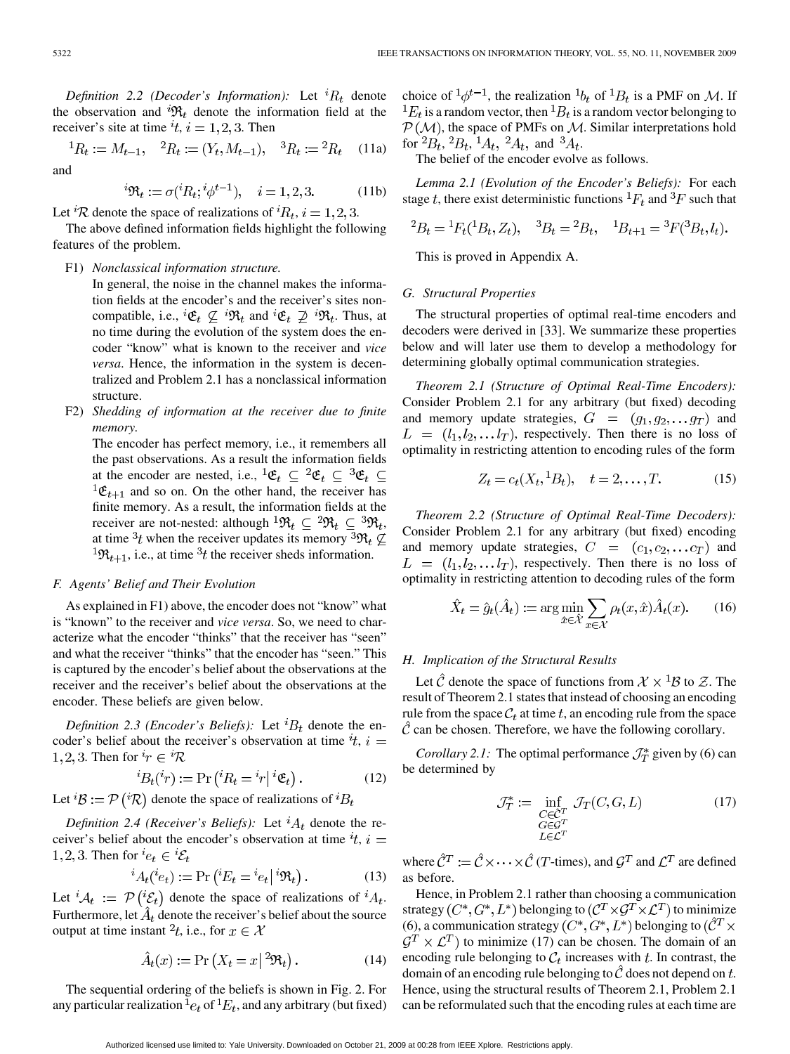*Definition 2.2 (Decoder's Information):* Let ${}^{i}R_t$ denote the observation and ${}^{i}\mathfrak{R}_t$ denote the information field at the receiver's site at time ${}^{i}t$, $i = 1, 2, 3$. Then

$$ {}^{1}R_t := M_{t-1}, \quad {}^{2}R_t := (Y_t, M_{t-1}), \quad {}^{3}R_t := {}^{2}R_t \tag{11a} $$

and

$$ {}^{i}\mathfrak{R}_t := \sigma({}^{i}R_t; {}^{i}\phi^{t-1}), \quad i = 1, 2, 3. \tag{11b} $$

Let ${}^{i}\mathcal{R}$ denote the space of realizations of ${}^{i}R_t$, $i = 1, 2, 3$.

The above defined information fields highlight the following features of the problem.

F1) *Nonclassical information structure.*
In general, the noise in the channel makes the information fields at the encoder's and the receiver's sites noncompatible, i.e., ${}^{i}\mathfrak{E}_t \not\subseteq {}^{i}\mathfrak{R}_t$ and ${}^{i}\mathfrak{E}_t \not\supseteq {}^{i}\mathfrak{R}_t$. Thus, at no time during the evolution of the system does the encoder "know" what is known to the receiver and *vice versa*. Hence, the information in the system is decentralized and Problem 2.1 has a nonclassical information structure.

F2) *Shedding of information at the receiver due to finite memory.*
The encoder has perfect memory, i.e., it remembers all the past observations. As a result the information fields at the encoder are nested, i.e., ${}^{1}\mathfrak{E}_t \subseteq {}^{2}\mathfrak{E}_t \subseteq {}^{3}\mathfrak{E}_t \subseteq {}^{1}\mathfrak{E}_{t+1}$ and so on. On the other hand, the receiver has finite memory. As a result, the information fields at the receiver are not-nested: although ${}^{1}\mathfrak{R}_t \subseteq {}^{2}\mathfrak{R}_t \subseteq {}^{3}\mathfrak{R}_t$, at time ${}^{3}t$ when the receiver updates its memory ${}^{3}\mathfrak{R}_t \not\subseteq {}^{1}\mathfrak{R}_{t+1}$, i.e., at time ${}^{3}t$ the receiver sheds information.

### F. Agents' Belief and Their Evolution

As explained in F1) above, the encoder does not "know" what is "known" to the receiver and *vice versa*. So, we need to characterize what the encoder "thinks" that the receiver has "seen" and what the receiver "thinks" that the encoder has "seen." This is captured by the encoder's belief about the observations at the receiver and the receiver's belief about the observations at the encoder. These beliefs are given below.

*Definition 2.3 (Encoder's Beliefs):* Let ${}^{i}B_t$ denote the encoder's belief about the receiver's observation at time ${}^{i}t$, $i = 1, 2, 3$. Then for ${}^{i}r \in {}^{i}\mathcal{R}$

$$ {}^{i}B_t({}^{i}r) := \Pr\left({}^{i}R_t = {}^{i}r \,\middle|\, {}^{i}\mathfrak{E}_t\right). \tag{12} $$

Let ${}^{i}\mathcal{B} := \mathcal{P}\left({}^{i}\mathcal{R}\right)$ denote the space of realizations of ${}^{i}B_t$

*Definition 2.4 (Receiver's Beliefs):* Let ${}^{i}A_t$ denote the receiver's belief about the encoder's observation at time ${}^{i}t$, $i = 1, 2, 3$. Then for ${}^{i}e_t \in {}^{i}\mathcal{E}_t$

$$ {}^{i}A_t({}^{i}e_t) := \Pr\left({}^{i}E_t = {}^{i}e_t \,\middle|\, {}^{i}\mathfrak{R}_t\right). \tag{13} $$

Let ${}^{i}\mathcal{A}_t := \mathcal{P}\left({}^{i}\mathcal{E}_t\right)$ denote the space of realizations of ${}^{i}A_t$. Furthermore, let $\hat{A}_t$ denote the receiver's belief about the source output at time instant ${}^{2}t$, i.e., for $x \in \mathcal{X}$

$$ \hat{A}_t(x) := \Pr\left(X_t = x \,\middle|\, {}^{2}\mathfrak{R}_t\right). \tag{14} $$

The sequential ordering of the beliefs is shown in Fig. 2. For any particular realization ${}^{1}e_t$ of ${}^{1}E_t$, and any arbitrary (but fixed) choice of ${}^{1}\phi^{t-1}$, the realization ${}^{1}b_t$ of ${}^{1}B_t$ is a PMF on $\mathcal{M}$. If ${}^{1}E_t$ is a random vector, then ${}^{1}B_t$ is a random vector belonging to $\mathcal{P}(\mathcal{M})$, the space of PMFs on $\mathcal{M}$. Similar interpretations hold for ${}^{2}B_t$, ${}^{2}B_t$, ${}^{1}A_t$, ${}^{2}A_t$, and ${}^{3}A_t$.

The belief of the encoder evolve as follows.

*Lemma 2.1 (Evolution of the Encoder's Beliefs):* For each stage $t$, there exist deterministic functions ${}^{1}F_t$ and ${}^{3}F$ such that

$$ {}^{2}B_t = {}^{1}F_t({}^{1}B_t, Z_t), \quad {}^{3}B_t = {}^{2}B_t, \quad {}^{1}B_{t+1} = {}^{3}F({}^{3}B_t, l_t). $$

This is proved in Appendix A.

### G. Structural Properties

The structural properties of optimal real-time encoders and decoders were derived in [33]. We summarize these properties below and will later use them to develop a methodology for determining globally optimal communication strategies.

*Theorem 2.1 (Structure of Optimal Real-Time Encoders):* Consider Problem 2.1 for any arbitrary (but fixed) decoding and memory update strategies, $G = (g_1, g_2, \ldots g_T)$ and $L = (l_1, l_2, \ldots l_T)$, respectively. Then there is no loss of optimality in restricting attention to encoding rules of the form

$$ Z_t = c_t(X_t, {}^{1}B_t), \quad t = 2, \ldots, T. \tag{15} $$

*Theorem 2.2 (Structure of Optimal Real-Time Decoders):* Consider Problem 2.1 for any arbitrary (but fixed) encoding and memory update strategies, $C = (c_1, c_2, \ldots c_T)$ and $L = (l_1, l_2, \ldots l_T)$, respectively. Then there is no loss of optimality in restricting attention to decoding rules of the form

$$ \hat{X}_t = \hat{g}_t(\hat{A}_t) := \arg\min_{\hat{x} \in \hat{\mathcal{X}}} \sum_{x \in \mathcal{X}} \rho_t(x, \hat{x}) \hat{A}_t(x). \tag{16} $$

### H. Implication of the Structural Results

Let $\hat{\mathcal{C}}$ denote the space of functions from $\mathcal{X} \times {}^{1}\mathcal{B}$ to $\mathcal{Z}$. The result of Theorem 2.1 states that instead of choosing an encoding rule from the space $\mathcal{C}_t$ at time $t$, an encoding rule from the space $\hat{\mathcal{C}}$ can be chosen. Therefore, we have the following corollary.

*Corollary 2.1:* The optimal performance $\mathcal{J}_T^*$ given by (6) can be determined by

$$ \mathcal{J}_T^* := \inf_{\substack{C \in \hat{\mathcal{C}}^T \\ G \in \mathcal{G}^T \\ L \in \mathcal{L}^T}} \mathcal{J}_T(C, G, L) \tag{17} $$

where $\hat{\mathcal{C}}^T := \hat{\mathcal{C}} \times \cdots \times \hat{\mathcal{C}}$ ($T$-times), and $\mathcal{G}^T$ and $\mathcal{L}^T$ are defined as before.

Hence, in Problem 2.1 rather than choosing a communication strategy $(C^*, G^*, L^*)$ belonging to $(\mathcal{C}^T \times \mathcal{G}^T \times \mathcal{L}^T)$ to minimize (6), a communication strategy $(C^*, G^*, L^*)$ belonging to $(\hat{\mathcal{C}}^T \times \mathcal{G}^T \times \mathcal{L}^T)$ to minimize (17) can be chosen. The domain of an encoding rule belonging to $\mathcal{C}_t$ increases with $t$. In contrast, the domain of an encoding rule belonging to $\hat{\mathcal{C}}$ does not depend on $t$. Hence, using the structural results of Theorem 2.1, Problem 2.1 can be reformulated such that the encoding rules at each time are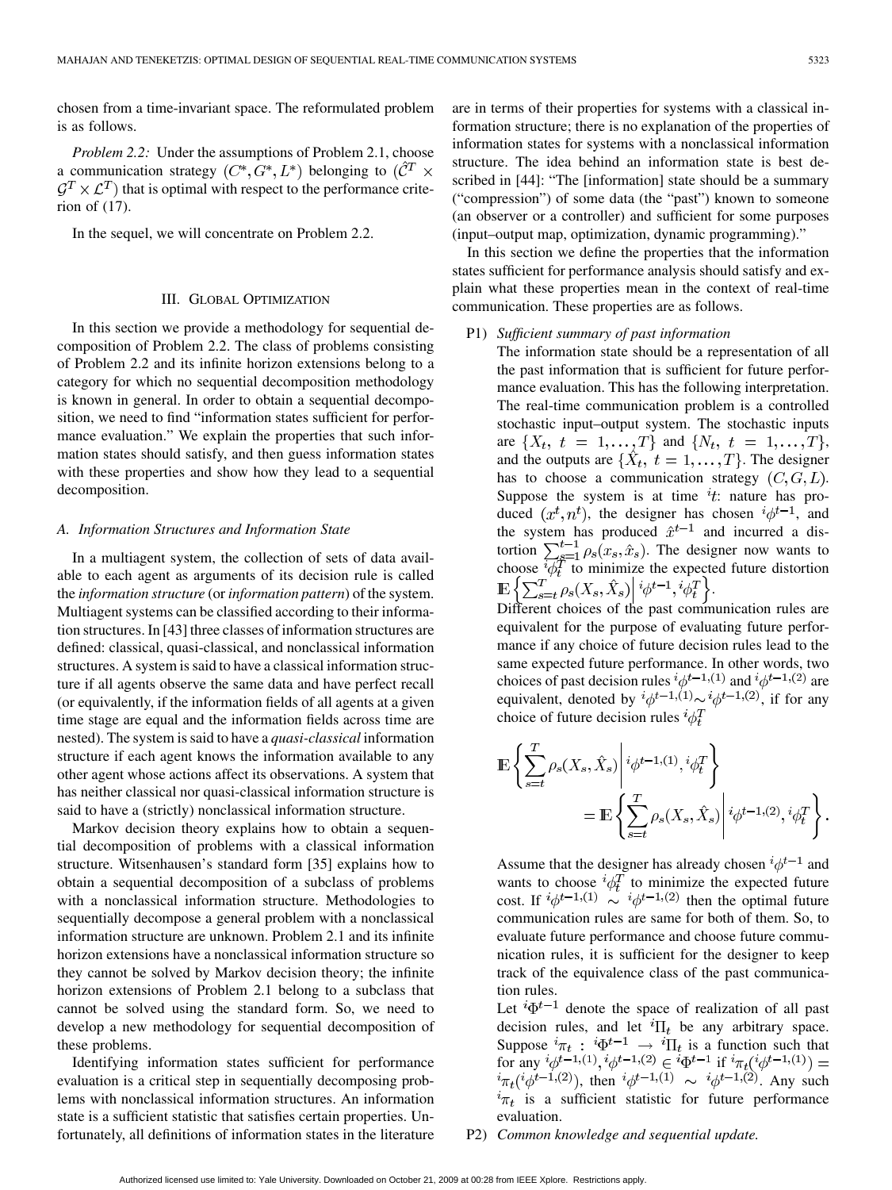chosen from a time-invariant space. The reformulated problem is as follows.

*Problem 2.2:* Under the assumptions of Problem 2.1, choose a communication strategy $(C^*, G^*, L^*)$ belonging to $(\hat{\mathcal{C}}^T \times \mathcal{G}^T \times \mathcal{L}^T)$ that is optimal with respect to the performance criterion of (17).

In the sequel, we will concentrate on Problem 2.2.

## III. Global Optimization

In this section we provide a methodology for sequential decomposition of Problem 2.2. The class of problems consisting of Problem 2.2 and its infinite horizon extensions belong to a category for which no sequential decomposition methodology is known in general. In order to obtain a sequential decomposition, we need to find "information states sufficient for performance evaluation." We explain the properties that such information states should satisfy, and then guess information states with these properties and show how they lead to a sequential decomposition.

### A. Information Structures and Information State

In a multiagent system, the collection of sets of data available to each agent as arguments of its decision rule is called the *information structure* (or *information pattern*) of the system. Multiagent systems can be classified according to their information structures. In [43] three classes of information structures are defined: classical, quasi-classical, and nonclassical information structures. A system is said to have a classical information structure if all agents observe the same data and have perfect recall (or equivalently, if the information fields of all agents at a given time stage are equal and the information fields across time are nested). The system is said to have a *quasi-classical* information structure if each agent knows the information available to any other agent whose actions affect its observations. A system that has neither classical nor quasi-classical information structure is said to have a (strictly) nonclassical information structure.

Markov decision theory explains how to obtain a sequential decomposition of problems with a classical information structure. Witsenhausen's standard form [35] explains how to obtain a sequential decomposition of a subclass of problems with a nonclassical information structure. Methodologies to sequentially decompose a general problem with a nonclassical information structure are unknown. Problem 2.1 and its infinite horizon extensions have a nonclassical information structure so they cannot be solved by Markov decision theory; the infinite horizon extensions of Problem 2.1 belong to a subclass that cannot be solved using the standard form. So, we need to develop a new methodology for sequential decomposition of these problems.

Identifying information states sufficient for performance evaluation is a critical step in sequentially decomposing problems with nonclassical information structures. An information state is a sufficient statistic that satisfies certain properties. Unfortunately, all definitions of information states in the literature are in terms of their properties for systems with a classical information structure; there is no explanation of the properties of information states for systems with a nonclassical information structure. The idea behind an information state is best described in [44]: "The [information] state should be a summary ("compression") of some data (the "past") known to someone (an observer or a controller) and sufficient for some purposes (input–output map, optimization, dynamic programming)."

In this section we define the properties that the information states sufficient for performance analysis should satisfy and explain what these properties mean in the context of real-time communication. These properties are as follows.

P1) *Sufficient summary of past information*

The information state should be a representation of all the past information that is sufficient for future performance evaluation. This has the following interpretation. The real-time communication problem is a controlled stochastic input–output system. The stochastic inputs are $\{X_t,\ t = 1,\ldots,T\}$ and $\{N_t,\ t = 1,\ldots,T\}$, and the outputs are $\{\hat{X}_t,\ t = 1,\ldots,T\}$. The designer has to choose a communication strategy $(C, G, L)$. Suppose the system is at time ${}^it$: nature has produced $(x^t, n^t)$, the designer has chosen ${}^i\phi^{t-1}$, and the system has produced $\hat{x}^{t-1}$ and incurred a distortion $\sum_{s=1}^{t-1} \rho_s(x_s, \hat{x}_s)$. The designer now wants to choose ${}^i\phi_t^T$ to minimize the expected future distortion $\mathbb{E}\left\{\sum_{s=t}^{T} \rho_s(X_s, \hat{X}_s) \middle| {}^i\phi^{t-1}, {}^i\phi_t^T\right\}$.

Different choices of the past communication rules are equivalent for the purpose of evaluating future performance if any choice of future decision rules lead to the same expected future performance. In other words, two choices of past decision rules ${}^i\phi^{t-1,(1)}$ and ${}^i\phi^{t-1,(2)}$ are equivalent, denoted by ${}^i\phi^{t-1,(1)} \sim {}^i\phi^{t-1,(2)}$, if for any choice of future decision rules ${}^i\phi_t^T$

$$\mathbb{E}\left\{\sum_{s=t}^{T} \rho_s(X_s, \hat{X}_s) \middle| {}^i\phi^{t-1,(1)}, {}^i\phi_t^T\right\} = \mathbb{E}\left\{\sum_{s=t}^{T} \rho_s(X_s, \hat{X}_s) \middle| {}^i\phi^{t-1,(2)}, {}^i\phi_t^T\right\}.$$

Assume that the designer has already chosen ${}^i\phi^{t-1}$ and wants to choose ${}^i\phi_t^T$ to minimize the expected future cost. If ${}^i\phi^{t-1,(1)} \sim {}^i\phi^{t-1,(2)}$ then the optimal future communication rules are same for both of them. So, to evaluate future performance and choose future communication rules, it is sufficient for the designer to keep track of the equivalence class of the past communication rules.

Let ${}^i\Phi^{t-1}$ denote the space of realization of all past decision rules, and let ${}^i\Pi_t$ be any arbitrary space. Suppose ${}^i\pi_t : {}^i\Phi^{t-1} \to {}^i\Pi_t$ is a function such that for any ${}^i\phi^{t-1,(1)}, {}^i\phi^{t-1,(2)} \in {}^i\Phi^{t-1}$ if ${}^i\pi_t({}^i\phi^{t-1,(1)}) = {}^i\pi_t({}^i\phi^{t-1,(2)})$, then ${}^i\phi^{t-1,(1)} \sim {}^i\phi^{t-1,(2)}$. Any such ${}^i\pi_t$ is a sufficient statistic for future performance evaluation.

P2) *Common knowledge and sequential update.*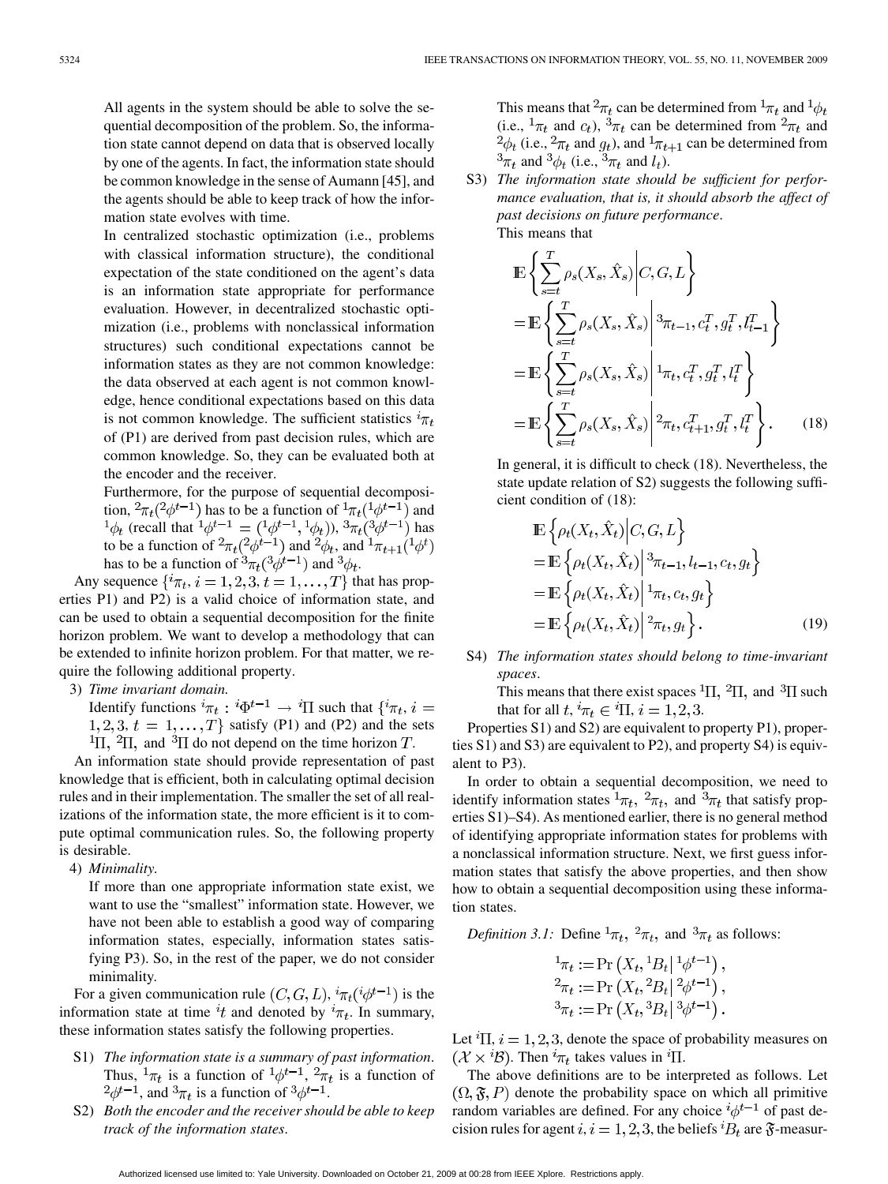All agents in the system should be able to solve the sequential decomposition of the problem. So, the information state cannot depend on data that is observed locally by one of the agents. In fact, the information state should be common knowledge in the sense of Aumann [45], and the agents should be able to keep track of how the information state evolves with time.

In centralized stochastic optimization (i.e., problems with classical information structure), the conditional expectation of the state conditioned on the agent's data is an information state appropriate for performance evaluation. However, in decentralized stochastic optimization (i.e., problems with nonclassical information structures) such conditional expectations cannot be information states as they are not common knowledge: the data observed at each agent is not common knowledge, hence conditional expectations based on this data is not common knowledge. The sufficient statistics ${}^i\pi_t$ of (P1) are derived from past decision rules, which are common knowledge. So, they can be evaluated both at the encoder and the receiver.

Furthermore, for the purpose of sequential decomposition, ${}^2\pi_t({}^2\phi^{t-1})$ has to be a function of ${}^1\pi_t({}^1\phi^{t-1})$ and ${}^1\phi_t$ (recall that ${}^1\phi^{t-1} = ({}^1\phi^{t-1}, {}^1\phi_t)$), ${}^3\pi_t({}^3\phi^{t-1})$ has to be a function of ${}^2\pi_t({}^2\phi^{t-1})$ and ${}^2\phi_t$, and ${}^1\pi_{t+1}({}^1\phi^t)$ has to be a function of ${}^3\pi_t({}^3\phi^{t-1})$ and ${}^3\phi_t$.

Any sequence $\{{}^i\pi_t, i = 1, 2, 3, t = 1, \ldots, T\}$ that has properties P1) and P2) is a valid choice of information state, and can be used to obtain a sequential decomposition for the finite horizon problem. We want to develop a methodology that can be extended to infinite horizon problem. For that matter, we require the following additional property.

3) *Time invariant domain.*
Identify functions ${}^i\pi_t : {}^i\Phi^{t-1} \to {}^i\Pi$ such that $\{{}^i\pi_t, i = 1, 2, 3, t = 1, \ldots, T\}$ satisfy (P1) and (P2) and the sets ${}^1\Pi$, ${}^2\Pi$, and ${}^3\Pi$ do not depend on the time horizon $T$.

An information state should provide representation of past knowledge that is efficient, both in calculating optimal decision rules and in their implementation. The smaller the set of all realizations of the information state, the more efficient is it to compute optimal communication rules. So, the following property is desirable.

4) *Minimality.*
If more than one appropriate information state exist, we want to use the "smallest" information state. However, we have not been able to establish a good way of comparing information states, especially, information states satisfying P3). So, in the rest of the paper, we do not consider minimality.

For a given communication rule $(C, G, L)$, ${}^i\pi_t({}^i\phi^{t-1})$ is the information state at time ${}^it$ and denoted by ${}^i\pi_t$. In summary, these information states satisfy the following properties.

S1) *The information state is a summary of past information.* Thus, ${}^1\pi_t$ is a function of ${}^1\phi^{t-1}$, ${}^2\pi_t$ is a function of ${}^2\phi^{t-1}$, and ${}^3\pi_t$ is a function of ${}^3\phi^{t-1}$.

S2) *Both the encoder and the receiver should be able to keep track of the information states.*
This means that ${}^2\pi_t$ can be determined from ${}^1\pi_t$ and ${}^1\phi_t$ (i.e., ${}^1\pi_t$ and $c_t$), ${}^3\pi_t$ can be determined from ${}^2\pi_t$ and ${}^2\phi_t$ (i.e., ${}^2\pi_t$ and $g_t$), and ${}^1\pi_{t+1}$ can be determined from ${}^3\pi_t$ and ${}^3\phi_t$ (i.e., ${}^3\pi_t$ and $l_t$).

S3) *The information state should be sufficient for performance evaluation, that is, it should absorb the affect of past decisions on future performance.*
This means that

$$
\begin{aligned}
&\mathbb{E}\left\{\sum_{s=t}^{T} \rho_s(X_s, \hat{X}_s) \,\middle|\, C, G, L\right\} \\
&= \mathbb{E}\left\{\sum_{s=t}^{T} \rho_s(X_s, \hat{X}_s) \,\middle|\, {}^3\pi_{t-1}, c_t^T, g_t^T, l_{t-1}^T\right\} \\
&= \mathbb{E}\left\{\sum_{s=t}^{T} \rho_s(X_s, \hat{X}_s) \,\middle|\, {}^1\pi_t, c_t^T, g_t^T, l_t^T\right\} \\
&= \mathbb{E}\left\{\sum_{s=t}^{T} \rho_s(X_s, \hat{X}_s) \,\middle|\, {}^2\pi_t, c_{t+1}^T, g_t^T, l_t^T\right\}.
\end{aligned} \tag{18}
$$

In general, it is difficult to check (18). Nevertheless, the state update relation of S2) suggests the following sufficient condition of (18):

$$
\begin{aligned}
&\mathbb{E}\left\{\rho_t(X_t, \hat{X}_t) \,\middle|\, C, G, L\right\} \\
&= \mathbb{E}\left\{\rho_t(X_t, \hat{X}_t) \,\middle|\, {}^3\pi_{t-1}, l_{t-1}, c_t, g_t\right\} \\
&= \mathbb{E}\left\{\rho_t(X_t, \hat{X}_t) \,\middle|\, {}^1\pi_t, c_t, g_t\right\} \\
&= \mathbb{E}\left\{\rho_t(X_t, \hat{X}_t) \,\middle|\, {}^2\pi_t, g_t\right\}.
\end{aligned} \tag{19}
$$

S4) *The information states should belong to time-invariant spaces.*
This means that there exist spaces ${}^1\Pi$, ${}^2\Pi$, and ${}^3\Pi$ such that for all $t$, ${}^i\pi_t \in {}^i\Pi$, $i = 1, 2, 3$.

Properties S1) and S2) are equivalent to property P1), properties S1) and S3) are equivalent to P2), and property S4) is equivalent to P3).

In order to obtain a sequential decomposition, we need to identify information states ${}^1\pi_t$, ${}^2\pi_t$, and ${}^3\pi_t$ that satisfy properties S1)–S4). As mentioned earlier, there is no general method of identifying appropriate information states for problems with a nonclassical information structure. Next, we first guess information states that satisfy the above properties, and then show how to obtain a sequential decomposition using these information states.

*Definition 3.1:* Define ${}^1\pi_t$, ${}^2\pi_t$, and ${}^3\pi_t$ as follows:

$$
\begin{aligned}
{}^1\pi_t &:= \Pr\left(X_t, {}^1B_t \,\middle|\, {}^1\phi^{t-1}\right), \\
{}^2\pi_t &:= \Pr\left(X_t, {}^2B_t \,\middle|\, {}^2\phi^{t-1}\right), \\
{}^3\pi_t &:= \Pr\left(X_t, {}^3B_t \,\middle|\, {}^3\phi^{t-1}\right).
\end{aligned}
$$

Let ${}^i\Pi$, $i = 1, 2, 3$, denote the space of probability measures on $(\mathcal{X} \times {}^i\mathcal{B})$. Then ${}^i\pi_t$ takes values in ${}^i\Pi$.

The above definitions are to be interpreted as follows. Let $(\Omega, \mathfrak{F}, P)$ denote the probability space on which all primitive random variables are defined. For any choice ${}^i\phi^{t-1}$ of past decision rules for agent $i$, $i = 1, 2, 3$, the beliefs ${}^iB_t$ are $\mathfrak{F}$-measur-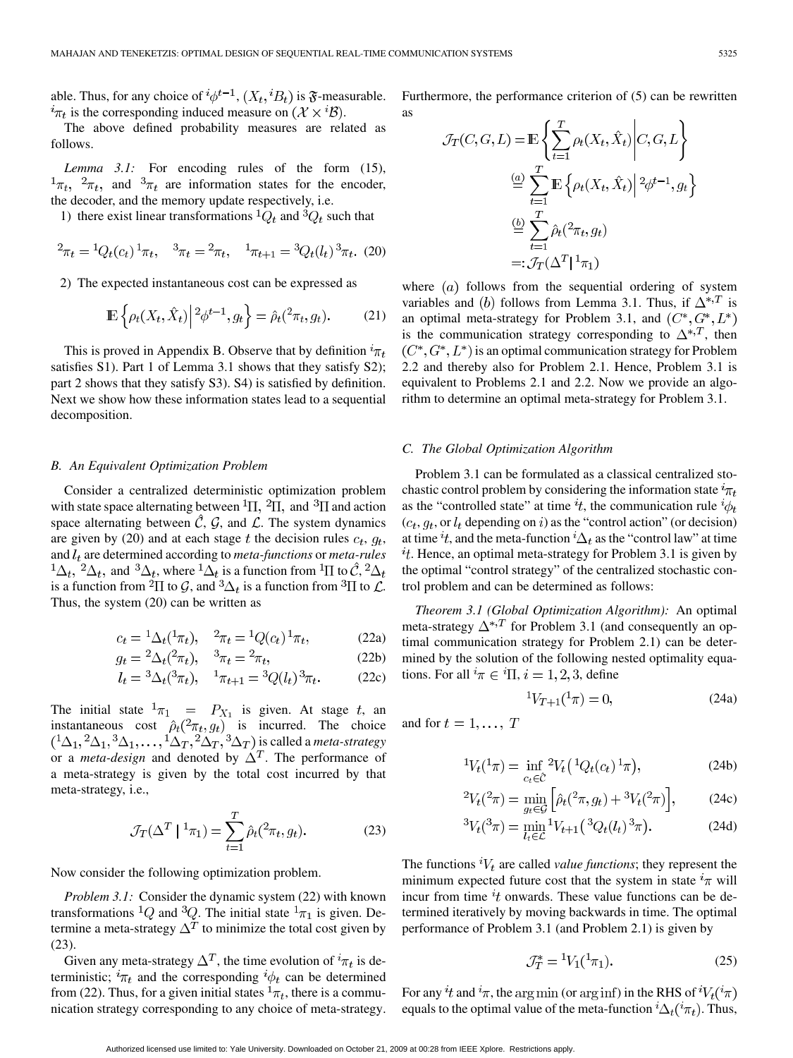able. Thus, for any choice of ${}^i\phi^{t-1}$, $(X_t, {}^iB_t)$ is $\mathfrak{F}$-measurable. ${}^i\pi_t$ is the corresponding induced measure on $(\mathcal{X} \times {}^i\mathcal{B})$.

The above defined probability measures are related as follows.

*Lemma 3.1:* For encoding rules of the form (15), ${}^1\pi_t$, ${}^2\pi_t$, and ${}^3\pi_t$ are information states for the encoder, the decoder, and the memory update respectively, i.e.

1) there exist linear transformations ${}^1Q_t$ and ${}^3Q_t$ such that

$$ {}^2\pi_t = {}^1Q_t(c_t)\,{}^1\pi_t, \quad {}^3\pi_t = {}^2\pi_t, \quad {}^1\pi_{t+1} = {}^3Q_t(l_t)\,{}^3\pi_t. \tag{20} $$

2) The expected instantaneous cost can be expressed as

$$ \mathbb{E}\left\{\rho_t(X_t, \hat{X}_t) \,\middle|\, {}^2\phi^{t-1}, g_t\right\} = \hat{\rho}_t({}^2\pi_t, g_t). \tag{21} $$

This is proved in Appendix B. Observe that by definition ${}^i\pi_t$ satisfies S1). Part 1 of Lemma 3.1 shows that they satisfy S2); part 2 shows that they satisfy S3). S4) is satisfied by definition. Next we show how these information states lead to a sequential decomposition.

## B. An Equivalent Optimization Problem

Consider a centralized deterministic optimization problem with state space alternating between ${}^1\Pi$, ${}^2\Pi$, and ${}^3\Pi$ and action space alternating between $\hat{\mathcal{C}}$, $\mathcal{G}$, and $\mathcal{L}$. The system dynamics are given by (20) and at each stage $t$ the decision rules $c_t$, $g_t$, and $l_t$ are determined according to *meta-functions* or *meta-rules* ${}^1\Delta_t$, ${}^2\Delta_t$, and ${}^3\Delta_t$, where ${}^1\Delta_t$ is a function from ${}^1\Pi$ to $\hat{\mathcal{C}}$, ${}^2\Delta_t$ is a function from ${}^2\Pi$ to $\mathcal{G}$, and ${}^3\Delta_t$ is a function from ${}^3\Pi$ to $\mathcal{L}$. Thus, the system (20) can be written as

$$ c_t = {}^1\Delta_t({}^1\pi_t), \quad {}^2\pi_t = {}^1Q(c_t)\,{}^1\pi_t, \tag{22a} $$

$$ g_t = {}^2\Delta_t({}^2\pi_t), \quad {}^3\pi_t = {}^2\pi_t, \tag{22b} $$

$$ l_t = {}^3\Delta_t({}^3\pi_t), \quad {}^1\pi_{t+1} = {}^3Q(l_t)\,{}^3\pi_t. \tag{22c} $$

The initial state ${}^1\pi_1 = P_{X_1}$ is given. At stage $t$, an instantaneous cost $\hat{\rho}_t({}^2\pi_t, g_t)$ is incurred. The choice $({}^1\Delta_1, {}^2\Delta_1, {}^3\Delta_1, \ldots, {}^1\Delta_T, {}^2\Delta_T, {}^3\Delta_T)$ is called a *meta-strategy* or a *meta-design* and denoted by $\Delta^T$. The performance of a meta-strategy is given by the total cost incurred by that meta-strategy, i.e.,

$$ \mathcal{J}_T(\Delta^T \mid {}^1\pi_1) = \sum_{t=1}^{T} \hat{\rho}_t({}^2\pi_t, g_t). \tag{23} $$

Now consider the following optimization problem.

*Problem 3.1:* Consider the dynamic system (22) with known transformations ${}^1Q$ and ${}^3Q$. The initial state ${}^1\pi_1$ is given. Determine a meta-strategy $\Delta^T$ to minimize the total cost given by (23).

Given any meta-strategy $\Delta^T$, the time evolution of ${}^i\pi_t$ is deterministic; ${}^i\pi_t$ and the corresponding ${}^i\phi_t$ can be determined from (22). Thus, for a given initial states ${}^1\pi_t$, there is a communication strategy corresponding to any choice of meta-strategy. Furthermore, the performance criterion of (5) can be rewritten as

$$
\begin{aligned}
\mathcal{J}_T(C, G, L) &= \mathbb{E}\left\{ \sum_{t=1}^{T} \rho_t(X_t, \hat{X}_t) \,\middle|\, C, G, L \right\} \\
&\overset{(a)}{=} \sum_{t=1}^{T} \mathbb{E}\left\{ \rho_t(X_t, \hat{X}_t) \,\middle|\, {}^2\phi^{t-1}, g_t \right\} \\
&\overset{(b)}{=} \sum_{t=1}^{T} \hat{\rho}_t({}^2\pi_t, g_t) \\
&=: \mathcal{J}_T(\Delta^T \mid {}^1\pi_1)
\end{aligned}
$$

where $(a)$ follows from the sequential ordering of system variables and $(b)$ follows from Lemma 3.1. Thus, if $\Delta^{*,T}$ is an optimal meta-strategy for Problem 3.1, and $(C^*, G^*, L^*)$ is the communication strategy corresponding to $\Delta^{*,T}$, then $(C^*, G^*, L^*)$ is an optimal communication strategy for Problem 2.2 and thereby also for Problem 2.1. Hence, Problem 3.1 is equivalent to Problems 2.1 and 2.2. Now we provide an algorithm to determine an optimal meta-strategy for Problem 3.1.

## C. The Global Optimization Algorithm

Problem 3.1 can be formulated as a classical centralized stochastic control problem by considering the information state ${}^i\pi_t$ as the "controlled state" at time ${}^it$, the communication rule ${}^i\phi_t$ ($c_t$, $g_t$, or $l_t$ depending on $i$) as the "control action" (or decision) at time ${}^it$, and the meta-function ${}^i\Delta_t$ as the "control law" at time ${}^it$. Hence, an optimal meta-strategy for Problem 3.1 is given by the optimal "control strategy" of the centralized stochastic control problem and can be determined as follows:

*Theorem 3.1 (Global Optimization Algorithm):* An optimal meta-strategy $\Delta^{*,T}$ for Problem 3.1 (and consequently an optimal communication strategy for Problem 2.1) can be determined by the solution of the following nested optimality equations. For all ${}^i\pi \in {}^i\Pi$, $i = 1, 2, 3$, define

$$ {}^1V_{T+1}({}^1\pi) = 0, \tag{24a} $$

and for $t = 1, \ldots, T$

$$ {}^1V_t({}^1\pi) = \inf_{c_t \in \hat{\mathcal{C}}} {}^2V_t\left({}^1Q_t(c_t)\,{}^1\pi\right), \tag{24b} $$

$$ {}^2V_t({}^2\pi) = \min_{g_t \in \mathcal{G}} \left[\hat{\rho}_t({}^2\pi, g_t) + {}^3V_t({}^2\pi)\right], \tag{24c} $$

$$ {}^3V_t({}^3\pi) = \min_{l_t \in \mathcal{L}} {}^1V_{t+1}\left({}^3Q_t(l_t)\,{}^3\pi\right). \tag{24d} $$

The functions ${}^iV_t$ are called *value functions*; they represent the minimum expected future cost that the system in state ${}^i\pi$ will incur from time ${}^it$ onwards. These value functions can be determined iteratively by moving backwards in time. The optimal performance of Problem 3.1 (and Problem 2.1) is given by

$$ \mathcal{J}_T^* = {}^1V_1({}^1\pi_1). \tag{25} $$

For any ${}^it$ and ${}^i\pi$, the $\arg\min$ (or $\arg\inf$) in the RHS of ${}^iV_t({}^i\pi)$ equals to the optimal value of the meta-function ${}^i\Delta_t({}^i\pi_t)$. Thus,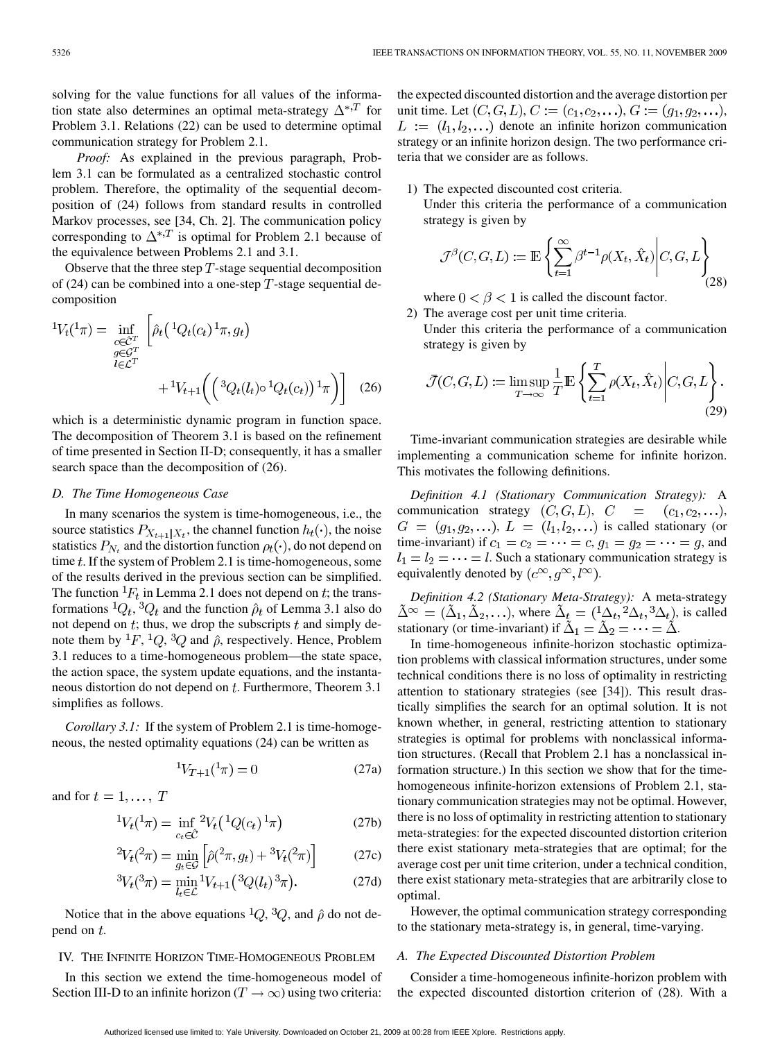solving for the value functions for all values of the information state also determines an optimal meta-strategy $\Delta^{*,T}$ for Problem 3.1. Relations (22) can be used to determine optimal communication strategy for Problem 2.1.

*Proof:* As explained in the previous paragraph, Problem 3.1 can be formulated as a centralized stochastic control problem. Therefore, the optimality of the sequential decomposition of (24) follows from standard results in controlled Markov processes, see [34, Ch. 2]. The communication policy corresponding to $\Delta^{*,T}$ is optimal for Problem 2.1 because of the equivalence between Problems 2.1 and 3.1.

Observe that the three step $T$-stage sequential decomposition of (24) can be combined into a one-step $T$-stage sequential decomposition

$$
{}^1V_t({}^1\pi) = \inf_{\substack{c \in \hat{\mathcal{C}}^T \\ g \in \mathcal{G}^T \\ l \in \mathcal{L}^T}} \Big[ \hat{\rho}_t\big({}^1Q_t(c_t)\, {}^1\pi, g_t\big) + {}^1V_{t+1}\Big(\big({}^3Q_t(l_t) \circ {}^1Q_t(c_t)\big)\, {}^1\pi\Big)\Big] \tag{26}
$$

which is a deterministic dynamic program in function space. The decomposition of Theorem 3.1 is based on the refinement of time presented in Section II-D; consequently, it has a smaller search space than the decomposition of (26).

### D. The Time Homogeneous Case

In many scenarios the system is time-homogeneous, i.e., the source statistics $P_{X_{t+1}|X_t}$, the channel function $h_t(\cdot)$, the noise statistics $P_{N_t}$ and the distortion function $\rho_t(\cdot)$, do not depend on time $t$. If the system of Problem 2.1 is time-homogeneous, some of the results derived in the previous section can be simplified. The function ${}^1F_t$ in Lemma 2.1 does not depend on $t$; the transformations ${}^1Q_t$, ${}^3Q_t$ and the function $\hat{\rho}_t$ of Lemma 3.1 also do not depend on $t$; thus, we drop the subscripts $t$ and simply denote them by ${}^1F$, ${}^1Q$, ${}^3Q$ and $\hat{\rho}$, respectively. Hence, Problem 3.1 reduces to a time-homogeneous problem—the state space, the action space, the system update equations, and the instantaneous distortion do not depend on $t$. Furthermore, Theorem 3.1 simplifies as follows.

*Corollary 3.1:* If the system of Problem 2.1 is time-homogeneous, the nested optimality equations (24) can be written as

$$
{}^1V_{T+1}({}^1\pi) = 0 \tag{27a}
$$

and for $t = 1, \ldots, T$

$$
{}^1V_t({}^1\pi) = \inf_{c_t \in \hat{\mathcal{C}}} {}^2V_t\big({}^1Q(c_t)\, {}^1\pi\big) \tag{27b}
$$

$$
{}^2V_t({}^2\pi) = \min_{g_t \in \mathcal{G}} \Big[\hat{\rho}({}^2\pi, g_t) + {}^3V_t({}^2\pi)\Big] \tag{27c}
$$

$$
{}^3V_t({}^3\pi) = \min_{l_t \in \mathcal{L}} {}^1V_{t+1}\big({}^3Q(l_t)\, {}^3\pi\big). \tag{27d}
$$

Notice that in the above equations ${}^1Q$, ${}^3Q$, and $\hat{\rho}$ do not depend on $t$.

## IV. The Infinite Horizon Time-Homogeneous Problem

In this section we extend the time-homogeneous model of Section III-D to an infinite horizon ($T \to \infty$) using two criteria: the expected discounted distortion and the average distortion per unit time. Let $(C, G, L)$, $C := (c_1, c_2, \ldots)$, $G := (g_1, g_2, \ldots)$, $L := (l_1, l_2, \ldots)$ denote an infinite horizon communication strategy or an infinite horizon design. The two performance criteria that we consider are as follows.

1) The expected discounted cost criteria.
Under this criteria the performance of a communication strategy is given by

$$
\mathcal{J}^\beta(C, G, L) := \mathbb{E}\left\{\sum_{t=1}^{\infty} \beta^{t-1} \rho(X_t, \hat{X}_t) \,\middle|\, C, G, L\right\} \tag{28}
$$

where $0 < \beta < 1$ is called the discount factor.

2) The average cost per unit time criteria.
Under this criteria the performance of a communication strategy is given by

$$
\bar{\mathcal{J}}(C, G, L) := \limsup_{T \to \infty} \frac{1}{T} \mathbb{E}\left\{\sum_{t=1}^{T} \rho(X_t, \hat{X}_t) \,\middle|\, C, G, L\right\}. \tag{29}
$$

Time-invariant communication strategies are desirable while implementing a communication scheme for infinite horizon. This motivates the following definitions.

*Definition 4.1 (Stationary Communication Strategy):* A communication strategy $(C, G, L)$, $C = (c_1, c_2, \ldots)$, $G = (g_1, g_2, \ldots)$, $L = (l_1, l_2, \ldots)$ is called stationary (or time-invariant) if $c_1 = c_2 = \cdots = c$, $g_1 = g_2 = \cdots = g$, and $l_1 = l_2 = \cdots = l$. Such a stationary communication strategy is equivalently denoted by $(c^\infty, g^\infty, l^\infty)$.

*Definition 4.2 (Stationary Meta-Strategy):* A meta-strategy $\tilde{\Delta}^\infty = (\tilde{\Delta}_1, \tilde{\Delta}_2, \ldots)$, where $\tilde{\Delta}_t = ({}^1\Delta_t, {}^2\Delta_t, {}^3\Delta_t)$, is called stationary (or time-invariant) if $\tilde{\Delta}_1 = \tilde{\Delta}_2 = \cdots = \tilde{\Delta}$.

In time-homogeneous infinite-horizon stochastic optimization problems with classical information structures, under some technical conditions there is no loss of optimality in restricting attention to stationary strategies (see [34]). This result drastically simplifies the search for an optimal solution. It is not known whether, in general, restricting attention to stationary strategies is optimal for problems with nonclassical information structures. (Recall that Problem 2.1 has a nonclassical information structure.) In this section we show that for the time-homogeneous infinite-horizon extensions of Problem 2.1, stationary communication strategies may not be optimal. However, there is no loss of optimality in restricting attention to stationary meta-strategies: for the expected discounted distortion criterion there exist stationary meta-strategies that are optimal; for the average cost per unit time criterion, under a technical condition, there exist stationary meta-strategies that are arbitrarily close to optimal.

However, the optimal communication strategy corresponding to the stationary meta-strategy is, in general, time-varying.

### A. The Expected Discounted Distortion Problem

Consider a time-homogeneous infinite-horizon problem with the expected discounted distortion criterion of (28). With a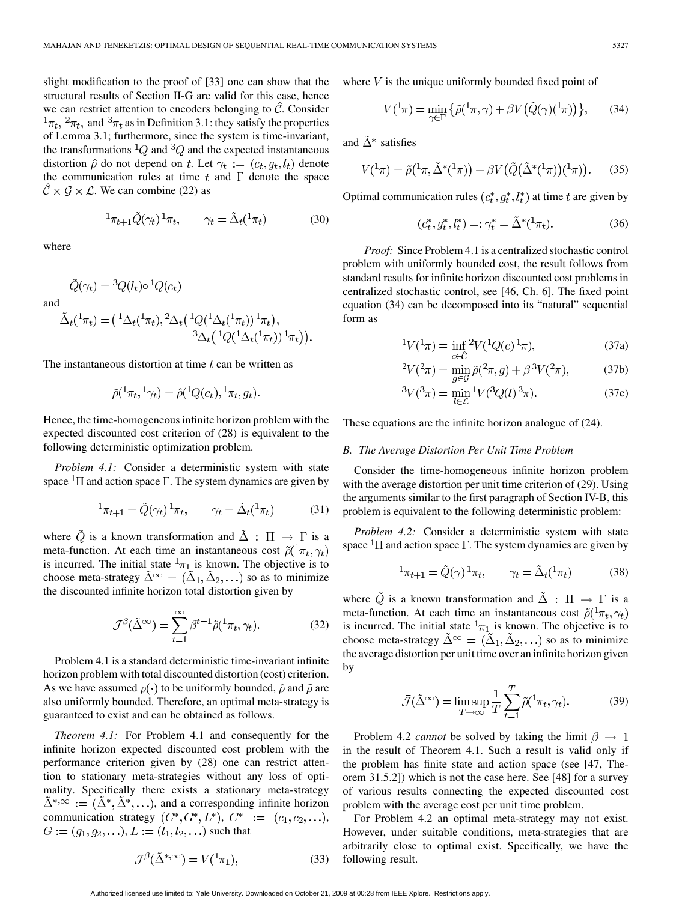slight modification to the proof of [33] one can show that the structural results of Section II-G are valid for this case, hence we can restrict attention to encoders belonging to $\hat{\mathcal{C}}$. Consider ${}^1\pi_t$, ${}^2\pi_t$, and ${}^3\pi_t$ as in Definition 3.1: they satisfy the properties of Lemma 3.1; furthermore, since the system is time-invariant, the transformations ${}^1Q$ and ${}^3Q$ and the expected instantaneous distortion $\hat{\rho}$ do not depend on $t$. Let $\gamma_t := (c_t, g_t, l_t)$ denote the communication rules at time $t$ and $\Gamma$ denote the space $\hat{\mathcal{C}} \times \mathcal{G} \times \mathcal{L}$. We can combine (22) as

$$ {}^1\pi_{t+1}\tilde{Q}(\gamma_t)\,{}^1\pi_t, \qquad \gamma_t = \tilde{\Delta}_t({}^1\pi_t) \tag{30}$$

where

$$\tilde{Q}(\gamma_t) = {}^3Q(l_t) \circ {}^1Q(c_t)$$

and

$$\tilde{\Delta}_t({}^1\pi_t) = \big({}^1\Delta_t({}^1\pi_t), {}^2\Delta_t\big({}^1Q({}^1\Delta_t({}^1\pi_t))\,{}^1\pi_t\big), {}^3\Delta_t\big({}^1Q({}^1\Delta_t({}^1\pi_t))\,{}^1\pi_t\big)\big).$$

The instantaneous distortion at time $t$ can be written as

$$\tilde{\rho}({}^1\pi_t, {}^1\gamma_t) = \hat{\rho}({}^1Q(c_t), {}^1\pi_t, g_t).$$

Hence, the time-homogeneous infinite horizon problem with the expected discounted cost criterion of (28) is equivalent to the following deterministic optimization problem.

*Problem 4.1:* Consider a deterministic system with state space ${}^1\Pi$ and action space $\Gamma$. The system dynamics are given by

$$ {}^1\pi_{t+1} = \tilde{Q}(\gamma_t)\,{}^1\pi_t, \qquad \gamma_t = \tilde{\Delta}_t({}^1\pi_t) \tag{31}$$

where $\tilde{Q}$ is a known transformation and $\tilde{\Delta} : \Pi \to \Gamma$ is a meta-function. At each time an instantaneous cost $\tilde{\rho}({}^1\pi_t, \gamma_t)$ is incurred. The initial state ${}^1\pi_1$ is known. The objective is to choose meta-strategy $\tilde{\Delta}^\infty = (\tilde{\Delta}_1, \tilde{\Delta}_2, \ldots)$ so as to minimize the discounted infinite horizon total distortion given by

$$\mathcal{J}^\beta(\tilde{\Delta}^\infty) = \sum_{t=1}^{\infty} \beta^{t-1} \tilde{\rho}({}^1\pi_t, \gamma_t). \tag{32}$$

Problem 4.1 is a standard deterministic time-invariant infinite horizon problem with total discounted distortion (cost) criterion. As we have assumed $\rho(\cdot)$ to be uniformly bounded, $\hat{\rho}$ and $\tilde{\rho}$ are also uniformly bounded. Therefore, an optimal meta-strategy is guaranteed to exist and can be obtained as follows.

*Theorem 4.1:* For Problem 4.1 and consequently for the infinite horizon expected discounted cost problem with the performance criterion given by (28) one can restrict attention to stationary meta-strategies without any loss of optimality. Specifically there exists a stationary meta-strategy $\tilde{\Delta}^{*,\infty} := (\tilde{\Delta}^*, \tilde{\Delta}^*, \ldots)$, and a corresponding infinite horizon communication strategy $(C^*, G^*, L^*)$, $C^* := (c_1, c_2, \ldots)$, $G := (g_1, g_2, \ldots)$, $L := (l_1, l_2, \ldots)$ such that

$$\mathcal{J}^\beta(\tilde{\Delta}^{*,\infty}) = V({}^1\pi_1), \tag{33}$$

where $V$ is the unique uniformly bounded fixed point of

$$V({}^1\pi) = \min_{\gamma \in \Gamma} \big\{\tilde{\rho}({}^1\pi, \gamma) + \beta V\big(\tilde{Q}(\gamma)({}^1\pi)\big)\big\}, \tag{34}$$

and $\tilde{\Delta}^*$ satisfies

$$V({}^1\pi) = \tilde{\rho}\big({}^1\pi, \tilde{\Delta}^*({}^1\pi)\big) + \beta V\big(\tilde{Q}\big(\tilde{\Delta}^*({}^1\pi)\big)({}^1\pi)\big). \tag{35}$$

Optimal communication rules $(c_t^*, g_t^*, l_t^*)$ at time $t$ are given by

$$(c_t^*, g_t^*, l_t^*) =: \gamma_t^* = \tilde{\Delta}^*({}^1\pi_t). \tag{36}$$

*Proof:* Since Problem 4.1 is a centralized stochastic control problem with uniformly bounded cost, the result follows from standard results for infinite horizon discounted cost problems in centralized stochastic control, see [46, Ch. 6]. The fixed point equation (34) can be decomposed into its "natural" sequential form as

$$ {}^1V({}^1\pi) = \inf_{c \in \hat{\mathcal{C}}} {}^2V({}^1Q(c)\,{}^1\pi), \tag{37a}$$

$$ {}^2V({}^2\pi) = \min_{g \in \mathcal{G}} \tilde{\rho}({}^2\pi, g) + \beta\, {}^3V({}^2\pi), \tag{37b}$$

$$ {}^3V({}^3\pi) = \min_{l \in \mathcal{L}} {}^1V({}^3Q(l)\,{}^3\pi). \tag{37c}$$

These equations are the infinite horizon analogue of (24).

## B. The Average Distortion Per Unit Time Problem

Consider the time-homogeneous infinite horizon problem with the average distortion per unit time criterion of (29). Using the arguments similar to the first paragraph of Section IV-B, this problem is equivalent to the following deterministic problem:

*Problem 4.2:* Consider a deterministic system with state space ${}^1\Pi$ and action space $\Gamma$. The system dynamics are given by

$$ {}^1\pi_{t+1} = \tilde{Q}(\gamma)\,{}^1\pi_t, \qquad \gamma_t = \tilde{\Delta}_t({}^1\pi_t) \tag{38}$$

where $\tilde{Q}$ is a known transformation and $\tilde{\Delta} : \Pi \to \Gamma$ is a meta-function. At each time an instantaneous cost $\tilde{\rho}({}^1\pi_t, \gamma_t)$ is incurred. The initial state ${}^1\pi_1$ is known. The objective is to choose meta-strategy $\tilde{\Delta}^\infty = (\tilde{\Delta}_1, \tilde{\Delta}_2, \ldots)$ so as to minimize the average distortion per unit time over an infinite horizon given by

$$\bar{\mathcal{J}}(\tilde{\Delta}^\infty) = \limsup_{T \to \infty} \frac{1}{T} \sum_{t=1}^{T} \tilde{\rho}({}^1\pi_t, \gamma_t). \tag{39}$$

Problem 4.2 *cannot* be solved by taking the limit $\beta \to 1$ in the result of Theorem 4.1. Such a result is valid only if the problem has finite state and action space (see [47, Theorem 31.5.2]) which is not the case here. See [48] for a survey of various results connecting the expected discounted cost problem with the average cost per unit time problem.

For Problem 4.2 an optimal meta-strategy may not exist. However, under suitable conditions, meta-strategies that are arbitrarily close to optimal exist. Specifically, we have the following result.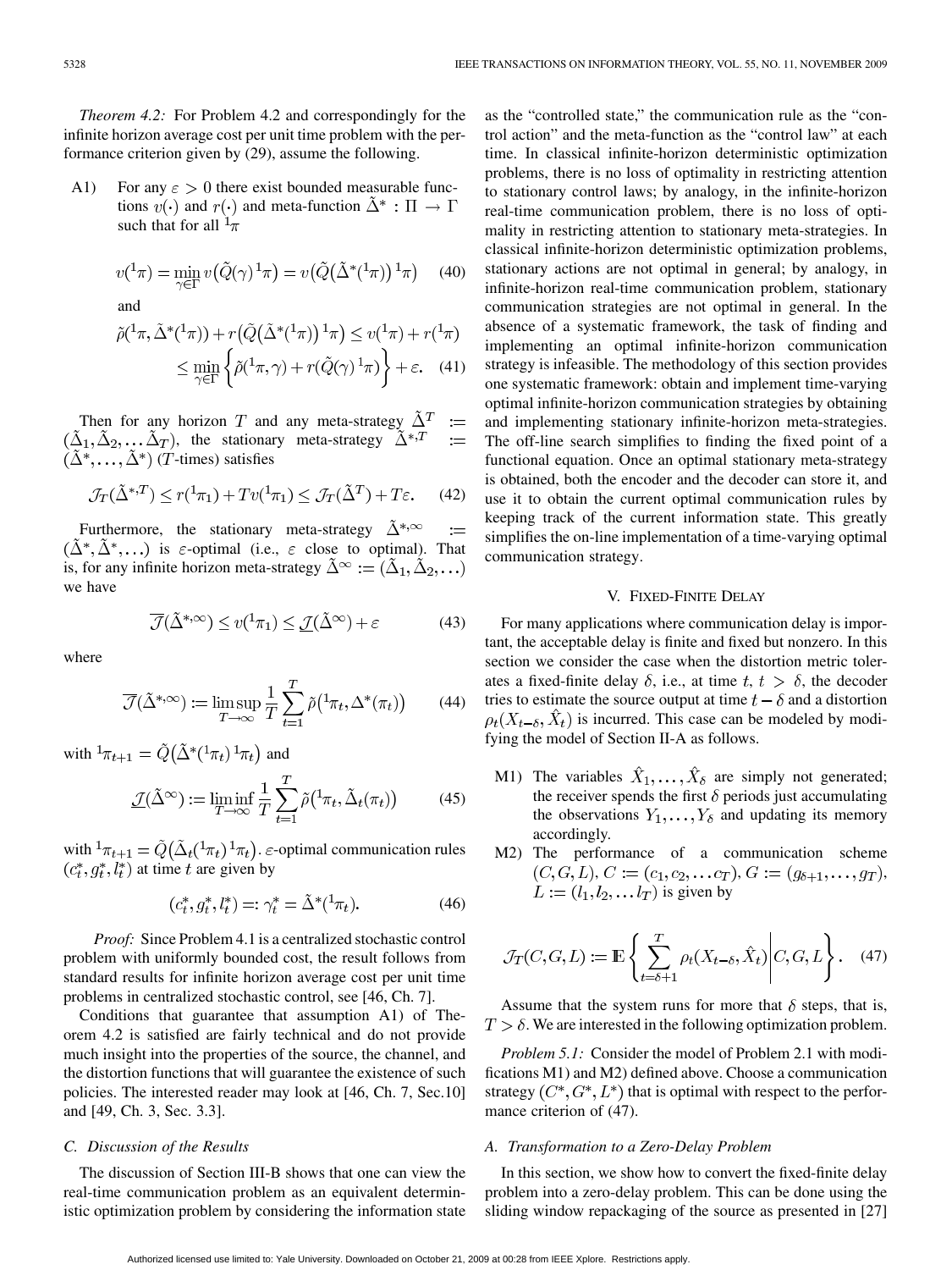*Theorem 4.2:* For Problem 4.2 and correspondingly for the infinite horizon average cost per unit time problem with the performance criterion given by (29), assume the following.

A1) For any $\varepsilon > 0$ there exist bounded measurable functions $v(\cdot)$ and $r(\cdot)$ and meta-function $\tilde{\Delta}^* : \Pi \to \Gamma$ such that for all ${}^1\pi$

$$v({}^1\pi) = \min_{\gamma \in \Gamma} v\big(\tilde{Q}(\gamma)\,{}^1\pi\big) = v\big(\tilde{Q}\big(\tilde{\Delta}^*({}^1\pi)\big)\,{}^1\pi\big) \quad (40)$$

and

$$\tilde{\rho}({}^1\pi, \tilde{\Delta}^*({}^1\pi)) + r\big(\tilde{Q}\big(\tilde{\Delta}^*({}^1\pi)\big)\,{}^1\pi\big) \leq v({}^1\pi) + r({}^1\pi) \leq \min_{\gamma \in \Gamma}\left\{\tilde{\rho}({}^1\pi, \gamma) + r(\tilde{Q}(\gamma)\,{}^1\pi)\right\} + \varepsilon. \quad (41)$$

Then for any horizon $T$ and any meta-strategy $\tilde{\Delta}^T := (\tilde{\Delta}_1, \tilde{\Delta}_2, \ldots \tilde{\Delta}_T)$, the stationary meta-strategy $\tilde{\Delta}^{*,T} := (\tilde{\Delta}^*, \ldots, \tilde{\Delta}^*)$ ($T$-times) satisfies

$$\mathcal{J}_T(\tilde{\Delta}^{*,T}) \leq r({}^1\pi_1) + Tv({}^1\pi_1) \leq \mathcal{J}_T(\tilde{\Delta}^T) + T\varepsilon. \quad (42)$$

Furthermore, the stationary meta-strategy $\tilde{\Delta}^{*,\infty} := (\tilde{\Delta}^*, \tilde{\Delta}^*, \ldots)$ is $\varepsilon$-optimal (i.e., $\varepsilon$ close to optimal). That is, for any infinite horizon meta-strategy $\tilde{\Delta}^{\infty} := (\tilde{\Delta}_1, \tilde{\Delta}_2, \ldots)$ we have

$$\overline{\mathcal{J}}(\tilde{\Delta}^{*,\infty}) \leq v({}^1\pi_1) \leq \underline{\mathcal{J}}(\tilde{\Delta}^{\infty}) + \varepsilon \quad (43)$$

where

$$\overline{\mathcal{J}}(\tilde{\Delta}^{*,\infty}) := \limsup_{T \to \infty} \frac{1}{T} \sum_{t=1}^{T} \tilde{\rho}\big({}^1\pi_t, \Delta^*(\pi_t)\big) \quad (44)$$

with ${}^1\pi_{t+1} = \tilde{Q}\big(\tilde{\Delta}^*({}^1\pi_t)\,{}^1\pi_t\big)$ and

$$\underline{\mathcal{J}}(\tilde{\Delta}^{\infty}) := \liminf_{T \to \infty} \frac{1}{T} \sum_{t=1}^{T} \tilde{\rho}\big({}^1\pi_t, \tilde{\Delta}_t(\pi_t)\big) \quad (45)$$

with ${}^1\pi_{t+1} = \tilde{Q}\big(\tilde{\Delta}_t({}^1\pi_t)\,{}^1\pi_t\big)$. $\varepsilon$-optimal communication rules $(c_t^*, g_t^*, l_t^*)$ at time $t$ are given by

$$(c_t^*, g_t^*, l_t^*) =: \gamma_t^* = \tilde{\Delta}^*({}^1\pi_t). \quad (46)$$

*Proof:* Since Problem 4.1 is a centralized stochastic control problem with uniformly bounded cost, the result follows from standard results for infinite horizon average cost per unit time problems in centralized stochastic control, see [46, Ch. 7].

Conditions that guarantee that assumption A1) of Theorem 4.2 is satisfied are fairly technical and do not provide much insight into the properties of the source, the channel, and the distortion functions that will guarantee the existence of such policies. The interested reader may look at [46, Ch. 7, Sec.10] and [49, Ch. 3, Sec. 3.3].

### C. Discussion of the Results

The discussion of Section III-B shows that one can view the real-time communication problem as an equivalent deterministic optimization problem by considering the information state as the "controlled state," the communication rule as the "control action" and the meta-function as the "control law" at each time. In classical infinite-horizon deterministic optimization problems, there is no loss of optimality in restricting attention to stationary control laws; by analogy, in the infinite-horizon real-time communication problem, there is no loss of optimality in restricting attention to stationary meta-strategies. In classical infinite-horizon deterministic optimization problems, stationary actions are not optimal in general; by analogy, in infinite-horizon real-time communication problem, stationary communication strategies are not optimal in general. In the absence of a systematic framework, the task of finding and implementing an optimal infinite-horizon communication strategy is infeasible. The methodology of this section provides one systematic framework: obtain and implement time-varying optimal infinite-horizon communication strategies by obtaining and implementing stationary infinite-horizon meta-strategies. The off-line search simplifies to finding the fixed point of a functional equation. Once an optimal stationary meta-strategy is obtained, both the encoder and the decoder can store it, and use it to obtain the current optimal communication rules by keeping track of the current information state. This greatly simplifies the on-line implementation of a time-varying optimal communication strategy.

## V. Fixed-Finite Delay

For many applications where communication delay is important, the acceptable delay is finite and fixed but nonzero. In this section we consider the case when the distortion metric tolerates a fixed-finite delay $\delta$, i.e., at time $t$, $t > \delta$, the decoder tries to estimate the source output at time $t-\delta$ and a distortion $\rho_t(X_{t-\delta}, \hat{X}_t)$ is incurred. This case can be modeled by modifying the model of Section II-A as follows.

M1) The variables $\hat{X}_1, \ldots, \hat{X}_\delta$ are simply not generated; the receiver spends the first $\delta$ periods just accumulating the observations $Y_1, \ldots, Y_\delta$ and updating its memory accordingly.

M2) The performance of a communication scheme $(C, G, L)$, $C := (c_1, c_2, \ldots c_T)$, $G := (g_{\delta+1}, \ldots, g_T)$, $L := (l_1, l_2, \ldots l_T)$ is given by

$$\mathcal{J}_T(C, G, L) := \mathbb{E}\left\{ \sum_{t=\delta+1}^{T} \rho_t(X_{t-\delta}, \hat{X}_t) \,\middle|\, C, G, L \right\}. \quad (47)$$

Assume that the system runs for more that $\delta$ steps, that is, $T > \delta$. We are interested in the following optimization problem.

*Problem 5.1:* Consider the model of Problem 2.1 with modifications M1) and M2) defined above. Choose a communication strategy $(C^*, G^*, L^*)$ that is optimal with respect to the performance criterion of (47).

### A. Transformation to a Zero-Delay Problem

In this section, we show how to convert the fixed-finite delay problem into a zero-delay problem. This can be done using the sliding window repackaging of the source as presented in [27]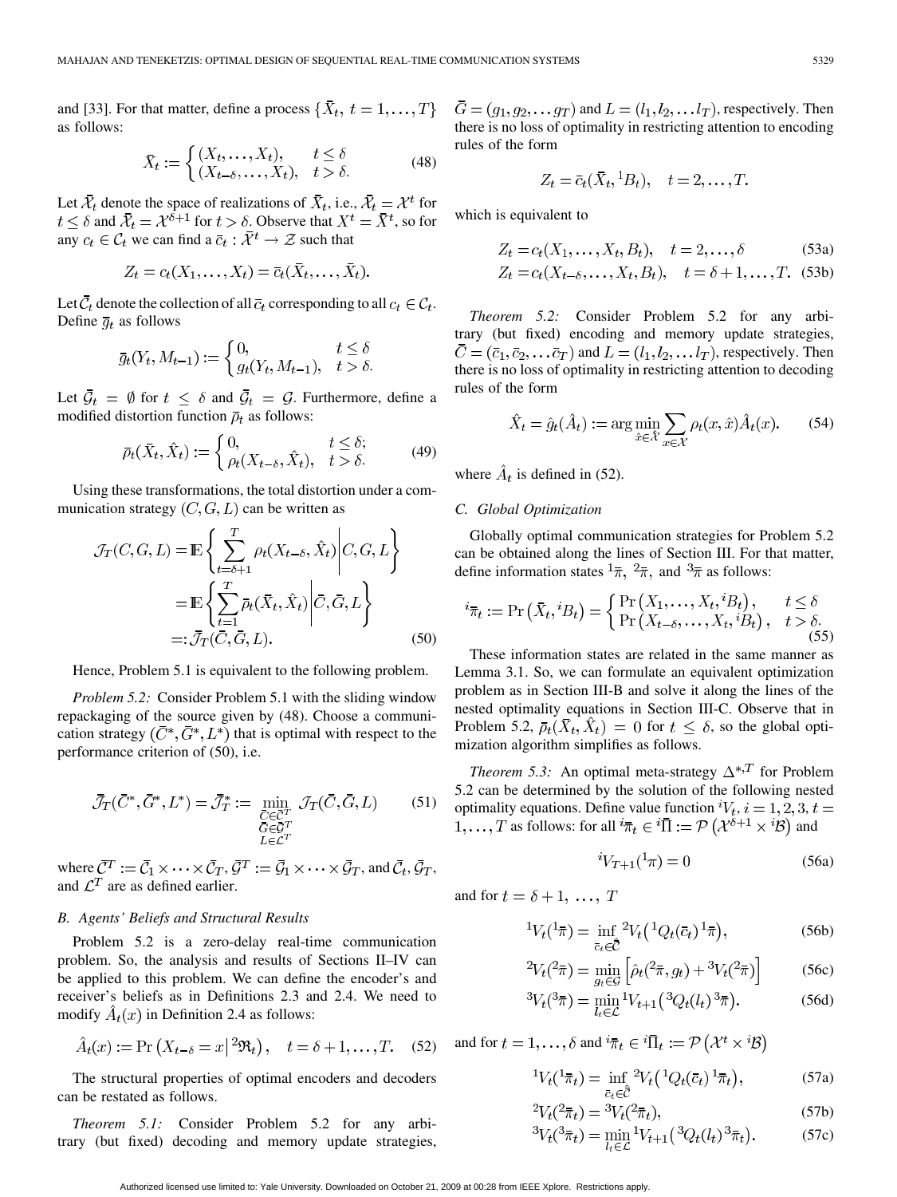and [33]. For that matter, define a process $\{\bar{X}_t,\ t=1,\dots,T\}$ as follows:

$$\bar{X}_t := \begin{cases} (X_t,\dots,X_t), & t \le \delta \\ (X_{t-\delta},\dots,X_t), & t > \delta. \end{cases} \tag{48}$$

Let $\bar{\mathcal{X}}_t$ denote the space of realizations of $\bar{X}_t$, i.e., $\bar{\mathcal{X}}_t = \mathcal{X}^t$ for $t \le \delta$ and $\bar{\mathcal{X}}_t = \mathcal{X}^{\delta+1}$ for $t > \delta$. Observe that $X^t = \bar{X}^t$, so for any $c_t \in \mathcal{C}_t$ we can find a $\bar{c}_t : \bar{\mathcal{X}}^t \to \mathcal{Z}$ such that

$$Z_t = c_t(X_1,\dots,X_t) = \bar{c}_t(\bar{X}_t,\dots,\bar{X}_t).$$

Let $\bar{\mathcal{C}}_t$ denote the collection of all $\bar{c}_t$ corresponding to all $c_t \in \mathcal{C}_t$. Define $\bar{g}_t$ as follows

$$\bar{g}_t(Y_t, M_{t-1}) := \begin{cases} 0, & t \le \delta \\ g_t(Y_t, M_{t-1}), & t > \delta. \end{cases}$$

Let $\bar{\mathcal{G}}_t = \emptyset$ for $t \le \delta$ and $\bar{\mathcal{G}}_t = \mathcal{G}$. Furthermore, define a modified distortion function $\bar{\rho}_t$ as follows:

$$\bar{\rho}_t(\bar{X}_t, \hat{X}_t) := \begin{cases} 0, & t \le \delta; \\ \rho_t(X_{t-\delta}, \hat{X}_t), & t > \delta. \end{cases} \tag{49}$$

Using these transformations, the total distortion under a communication strategy $(C, G, L)$ can be written as

$$\begin{aligned} \mathcal{J}_T(C,G,L) &= \mathbb{E}\left\{ \sum_{t=\delta+1}^{T} \rho_t(X_{t-\delta}, \hat{X}_t) \middle| C, G, L \right\} \\ &= \mathbb{E}\left\{ \sum_{t=1}^{T} \bar{\rho}_t(\bar{X}_t, \hat{X}_t) \middle| \bar{C}, \bar{G}, L \right\} \\ &=: \bar{\mathcal{J}}_T(\bar{C}, \bar{G}, L). \end{aligned} \tag{50}$$

Hence, Problem 5.1 is equivalent to the following problem.

*Problem 5.2:* Consider Problem 5.1 with the sliding window repackaging of the source given by (48). Choose a communication strategy $(\bar{C}^*, \bar{G}^*, L^*)$ that is optimal with respect to the performance criterion of (50), i.e.

$$\bar{\mathcal{J}}_T(\bar{C}^*, \bar{G}^*, L^*) = \bar{\mathcal{J}}_T^* := \min_{\substack{\bar{C} \in \bar{\mathcal{C}}^T \\ \bar{G} \in \bar{\mathcal{G}}^T \\ L \in \mathcal{L}^T}} \mathcal{J}_T(\bar{C}, \bar{G}, L) \tag{51}$$

where $\bar{\mathcal{C}}^T := \bar{\mathcal{C}}_1 \times \cdots \times \bar{\mathcal{C}}_T$, $\bar{\mathcal{G}}^T := \bar{\mathcal{G}}_1 \times \cdots \times \bar{\mathcal{G}}_T$, and $\bar{\mathcal{C}}_t$, $\bar{\mathcal{G}}_T$, and $\mathcal{L}^T$ are as defined earlier.

## B. Agents' Beliefs and Structural Results

Problem 5.2 is a zero-delay real-time communication problem. So, the analysis and results of Sections II–IV can be applied to this problem. We can define the encoder's and receiver's beliefs as in Definitions 2.3 and 2.4. We need to modify $\hat{A}_t(x)$ in Definition 2.4 as follows:

$$\hat{A}_t(x) := \Pr\left(X_{t-\delta} = x \middle| {}^2\mathfrak{R}_t\right), \quad t = \delta+1,\dots,T. \tag{52}$$

The structural properties of optimal encoders and decoders can be restated as follows.

*Theorem 5.1:* Consider Problem 5.2 for any arbitrary (but fixed) decoding and memory update strategies, $\bar{G} = (g_1, g_2, \dots g_T)$ and $L = (l_1, l_2, \dots l_T)$, respectively. Then there is no loss of optimality in restricting attention to encoding rules of the form

$$Z_t = \bar{c}_t(\bar{X}_t, {}^1B_t), \quad t = 2,\dots,T.$$

which is equivalent to

$$Z_t = c_t(X_1,\dots,X_t,B_t), \quad t = 2,\dots,\delta \tag{53a}$$

$$Z_t = c_t(X_{t-\delta},\dots,X_t,B_t), \quad t = \delta+1,\dots,T. \tag{53b}$$

*Theorem 5.2:* Consider Problem 5.2 for any arbitrary (but fixed) encoding and memory update strategies, $\bar{C} = (\bar{c}_1, \bar{c}_2, \dots \bar{c}_T)$ and $L = (l_1, l_2, \dots l_T)$, respectively. Then there is no loss of optimality in restricting attention to decoding rules of the form

$$\hat{X}_t = \hat{g}_t(\hat{A}_t) := \arg\min_{\hat{x} \in \hat{\mathcal{X}}} \sum_{x \in \mathcal{X}} \rho_t(x, \hat{x}) \hat{A}_t(x). \tag{54}$$

where $\hat{A}_t$ is defined in (52).

## C. Global Optimization

Globally optimal communication strategies for Problem 5.2 can be obtained along the lines of Section III. For that matter, define information states ${}^1\bar{\pi}$, ${}^2\bar{\pi}$, and ${}^3\bar{\pi}$ as follows:

$${}^i\bar{\pi}_t := \Pr\left(\bar{X}_t, {}^iB_t\right) = \begin{cases} \Pr\left(X_1,\dots,X_t, {}^iB_t\right), & t \le \delta \\ \Pr\left(X_{t-\delta},\dots,X_t, {}^iB_t\right), & t > \delta. \end{cases} \tag{55}$$

These information states are related in the same manner as Lemma 3.1. So, we can formulate an equivalent optimization problem as in Section III-B and solve it along the lines of the nested optimality equations in Section III-C. Observe that in Problem 5.2, $\bar{\rho}_t(\bar{X}_t, \hat{X}_t) = 0$ for $t \le \delta$, so the global optimization algorithm simplifies as follows.

*Theorem 5.3:* An optimal meta-strategy $\Delta^{*,T}$ for Problem 5.2 can be determined by the solution of the following nested optimality equations. Define value function ${}^iV_t$, $i = 1,2,3$, $t = 1,\dots,T$ as follows: for all ${}^i\bar{\pi}_t \in {}^i\Pi := \mathcal{P}\left(\mathcal{X}^{\delta+1} \times {}^i\mathcal{B}\right)$ and

$${}^iV_{T+1}({}^1\pi) = 0 \tag{56a}$$

and for $t = \delta+1,\ \dots,\ T$

$${}^1V_t({}^1\bar{\pi}) = \inf_{\bar{c}_t \in \hat{\bar{\mathcal{C}}}} {}^2V_t\left({}^1Q_t(\bar{c}_t)\, {}^1\bar{\pi}\right), \tag{56b}$$

$${}^2V_t({}^2\bar{\pi}) = \min_{g_t \in \mathcal{G}} \left[\hat{\rho}_t({}^2\bar{\pi}, g_t) + {}^3V_t({}^2\bar{\pi})\right] \tag{56c}$$

$${}^3V_t({}^3\bar{\pi}) = \min_{l_t \in \mathcal{L}} {}^1V_{t+1}\left({}^3Q_t(l_t)\, {}^3\bar{\pi}\right). \tag{56d}$$

and for $t = 1,\dots,\delta$ and ${}^i\bar{\pi}_t \in {}^i\bar{\Pi}_t := \mathcal{P}\left(\mathcal{X}^t \times {}^i\mathcal{B}\right)$

$${}^1V_t({}^1\bar{\pi}_t) = \inf_{\bar{c}_t \in \hat{\bar{\mathcal{C}}}} {}^2V_t\left({}^1Q_t(\bar{c}_t)\, {}^1\bar{\pi}_t\right), \tag{57a}$$

$${}^2V_t({}^2\bar{\pi}_t) = {}^3V_t({}^2\bar{\pi}_t), \tag{57b}$$

$${}^3V_t({}^3\bar{\pi}_t) = \min_{l_t \in \mathcal{L}} {}^1V_{t+1}\left({}^3Q_t(l_t)\, {}^3\bar{\pi}_t\right). \tag{57c}$$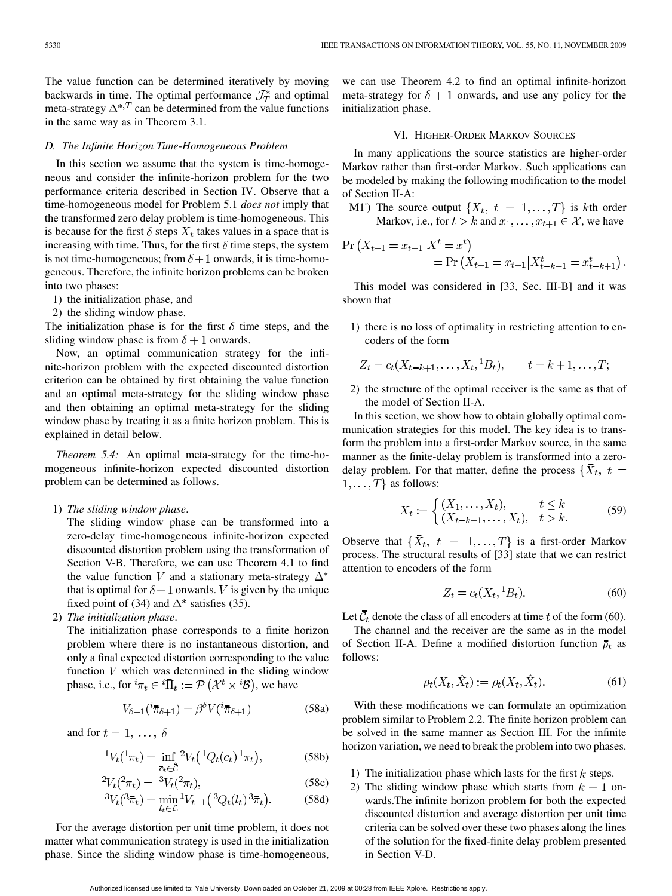The value function can be determined iteratively by moving backwards in time. The optimal performance $\mathcal{J}_T^*$ and optimal meta-strategy $\Delta^{*,T}$ can be determined from the value functions in the same way as in Theorem 3.1.

### D. The Infinite Horizon Time-Homogeneous Problem

In this section we assume that the system is time-homogeneous and consider the infinite-horizon problem for the two performance criteria described in Section IV. Observe that a time-homogeneous model for Problem 5.1 *does not* imply that the transformed zero delay problem is time-homogeneous. This is because for the first $\delta$ steps $\bar{X}_t$ takes values in a space that is increasing with time. Thus, for the first $\delta$ time steps, the system is not time-homogeneous; from $\delta+1$ onwards, it is time-homogeneous. Therefore, the infinite horizon problems can be broken into two phases:

1) the initialization phase, and
2) the sliding window phase.

The initialization phase is for the first $\delta$ time steps, and the sliding window phase is from $\delta+1$ onwards.

Now, an optimal communication strategy for the infinite-horizon problem with the expected discounted distortion criterion can be obtained by first obtaining the value function and an optimal meta-strategy for the sliding window phase and then obtaining an optimal meta-strategy for the sliding window phase by treating it as a finite horizon problem. This is explained in detail below.

*Theorem 5.4:* An optimal meta-strategy for the time-homogeneous infinite-horizon expected discounted distortion problem can be determined as follows.

1) *The sliding window phase.*
   The sliding window phase can be transformed into a zero-delay time-homogeneous infinite-horizon expected discounted distortion problem using the transformation of Section V-B. Therefore, we can use Theorem 4.1 to find the value function $V$ and a stationary meta-strategy $\Delta^*$ that is optimal for $\delta+1$ onwards. $V$ is given by the unique fixed point of (34) and $\Delta^*$ satisfies (35).
2) *The initialization phase.*
   The initialization phase corresponds to a finite horizon problem where there is no instantaneous distortion, and only a final expected distortion corresponding to the value function $V$ which was determined in the sliding window phase, i.e., for ${}^i\bar{\pi}_t \in {}^i\bar{\Pi}_t := \mathcal{P}\left(\mathcal{X}^t \times {}^i\mathcal{B}\right)$, we have

$$V_{\delta+1}({}^i\bar{\pi}_{\delta+1}) = \beta^\delta V({}^i\bar{\pi}_{\delta+1}) \tag{58a}$$

and for $t = 1, \ldots, \delta$

$${}^1V_t({}^1\bar{\pi}_t) = \inf_{\bar{c}_t \in \bar{\mathcal{C}}} {}^2V_t\left({}^1Q_t(\bar{c}_t)\,{}^1\bar{\pi}_t\right), \tag{58b}$$

$${}^2V_t({}^2\bar{\pi}_t) = {}^3V_t({}^2\bar{\pi}_t), \tag{58c}$$

$${}^3V_t({}^3\bar{\pi}_t) = \min_{l_t \in \mathcal{L}} {}^1V_{t+1}\left({}^3Q_t(l_t)\,{}^3\bar{\pi}_t\right). \tag{58d}$$

For the average distortion per unit time problem, it does not matter what communication strategy is used in the initialization phase. Since the sliding window phase is time-homogeneous, we can use Theorem 4.2 to find an optimal infinite-horizon meta-strategy for $\delta+1$ onwards, and use any policy for the initialization phase.

## VI. Higher-Order Markov Sources

In many applications the source statistics are higher-order Markov rather than first-order Markov. Such applications can be modeled by making the following modification to the model of Section II-A:

M1') The source output $\{X_t,\ t = 1,\ldots,T\}$ is $k$th order Markov, i.e., for $t > k$ and $x_1,\ldots,x_{t+1} \in \mathcal{X}$, we have

$$\Pr\left(X_{t+1} = x_{t+1} \middle| X^t = x^t\right) = \Pr\left(X_{t+1} = x_{t+1} \middle| X_{t-k+1}^t = x_{t-k+1}^t\right).$$

This model was considered in [33, Sec. III-B] and it was shown that

1) there is no loss of optimality in restricting attention to encoders of the form
$$Z_t = c_t(X_{t-k+1},\ldots,X_t,{}^1B_t), \qquad t = k+1,\ldots,T;$$
2) the structure of the optimal receiver is the same as that of the model of Section II-A.

In this section, we show how to obtain globally optimal communication strategies for this model. The key idea is to transform the problem into a first-order Markov source, in the same manner as the finite-delay problem is transformed into a zero-delay problem. For that matter, define the process $\{\bar{X}_t,\ t = 1,\ldots,T\}$ as follows:

$$\bar{X}_t := \begin{cases} (X_1,\ldots,X_t), & t \le k \\ (X_{t-k+1},\ldots,X_t), & t > k. \end{cases} \tag{59}$$

Observe that $\{\bar{X}_t,\ t = 1,\ldots,T\}$ is a first-order Markov process. The structural results of [33] state that we can restrict attention to encoders of the form

$$Z_t = c_t(\bar{X}_t, {}^1B_t). \tag{60}$$

Let $\bar{\mathcal{C}}_t$ denote the class of all encoders at time $t$ of the form (60).

The channel and the receiver are the same as in the model of Section II-A. Define a modified distortion function $\bar{\rho}_t$ as follows:

$$\bar{\rho}_t(\bar{X}_t,\hat{X}_t) := \rho_t(X_t,\hat{X}_t). \tag{61}$$

With these modifications we can formulate an optimization problem similar to Problem 2.2. The finite horizon problem can be solved in the same manner as Section III. For the infinite horizon variation, we need to break the problem into two phases.

1) The initialization phase which lasts for the first $k$ steps.
2) The sliding window phase which starts from $k+1$ onwards. The infinite horizon problem for both the expected discounted distortion and average distortion per unit time criteria can be solved over these two phases along the lines of the solution for the fixed-finite delay problem presented in Section V-D.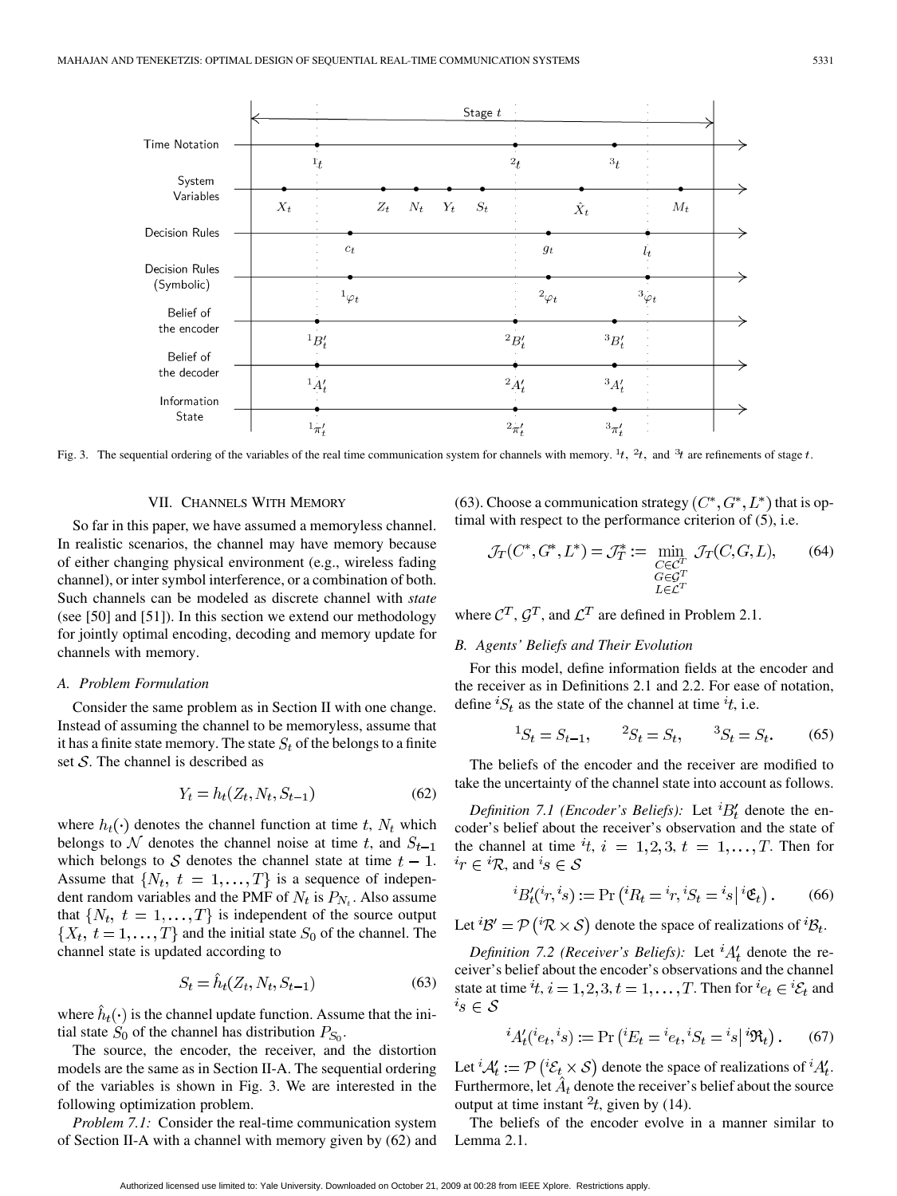Fig. 3. The sequential ordering of the variables of the real time communication system for channels with memory. ${}^1t$, ${}^2t$, and ${}^3t$ are refinements of stage $t$.

## VII. Channels With Memory

So far in this paper, we have assumed a memoryless channel. In realistic scenarios, the channel may have memory because of either changing physical environment (e.g., wireless fading channel), or inter symbol interference, or a combination of both. Such channels can be modeled as discrete channel with *state* (see [50] and [51]). In this section we extend our methodology for jointly optimal encoding, decoding and memory update for channels with memory.

### A. Problem Formulation

Consider the same problem as in Section II with one change. Instead of assuming the channel to be memoryless, assume that it has a finite state memory. The state $S_t$ of the belongs to a finite set $\mathcal{S}$. The channel is described as

$$Y_t = h_t(Z_t, N_t, S_{t-1}) \tag{62}$$

where $h_t(\cdot)$ denotes the channel function at time $t$, $N_t$ which belongs to $\mathcal{N}$ denotes the channel noise at time $t$, and $S_{t-1}$ which belongs to $\mathcal{S}$ denotes the channel state at time $t-1$. Assume that $\{N_t,\ t=1,\dots,T\}$ is a sequence of independent random variables and the PMF of $N_t$ is $P_{N_t}$. Also assume that $\{N_t,\ t=1,\dots,T\}$ is independent of the source output $\{X_t,\ t=1,\dots,T\}$ and the initial state $S_0$ of the channel. The channel state is updated according to

$$S_t = \hat{h}_t(Z_t, N_t, S_{t-1}) \tag{63}$$

where $\hat{h}_t(\cdot)$ is the channel update function. Assume that the initial state $S_0$ of the channel has distribution $P_{S_0}$.

The source, the encoder, the receiver, and the distortion models are the same as in Section II-A. The sequential ordering of the variables is shown in Fig. 3. We are interested in the following optimization problem.

*Problem 7.1:* Consider the real-time communication system of Section II-A with a channel with memory given by (62) and (63). Choose a communication strategy $(C^*, G^*, L^*)$ that is optimal with respect to the performance criterion of (5), i.e.

$$\mathcal{J}_T(C^*, G^*, L^*) = \mathcal{J}_T^* := \min_{\substack{C \in \mathcal{C}^T \\ G \in \mathcal{G}^T \\ L \in \mathcal{L}^T}} \mathcal{J}_T(C, G, L), \tag{64}$$

where $\mathcal{C}^T$, $\mathcal{G}^T$, and $\mathcal{L}^T$ are defined in Problem 2.1.

### B. Agents' Beliefs and Their Evolution

For this model, define information fields at the encoder and the receiver as in Definitions 2.1 and 2.2. For ease of notation, define ${}^iS_t$ as the state of the channel at time ${}^it$, i.e.

$${}^1S_t = S_{t-1}, \qquad {}^2S_t = S_t, \qquad {}^3S_t = S_t. \tag{65}$$

The beliefs of the encoder and the receiver are modified to take the uncertainty of the channel state into account as follows.

*Definition 7.1 (Encoder's Beliefs):* Let ${}^iB'_t$ denote the encoder's belief about the receiver's observation and the state of the channel at time ${}^it$, $i=1,2,3$, $t=1,\dots,T$. Then for ${}^ir \in {}^i\mathcal{R}$, and ${}^is \in \mathcal{S}$

$${}^iB'_t({}^ir, {}^is) := \Pr\left({}^iR_t = {}^ir, {}^iS_t = {}^is \,\middle|\, {}^i\mathfrak{E}_t\right). \tag{66}$$

Let ${}^i\mathcal{B}' = \mathcal{P}\left({}^i\mathcal{R} \times \mathcal{S}\right)$ denote the space of realizations of ${}^i\mathcal{B}_t$.

*Definition 7.2 (Receiver's Beliefs):* Let ${}^iA'_t$ denote the receiver's belief about the encoder's observations and the channel state at time ${}^it$, $i=1,2,3$, $t=1,\dots,T$. Then for ${}^ie_t \in {}^i\mathcal{E}_t$ and ${}^is \in \mathcal{S}$

$${}^iA'_t({}^ie_t, {}^is) := \Pr\left({}^iE_t = {}^ie_t, {}^iS_t = {}^is \,\middle|\, {}^i\mathfrak{R}_t\right). \tag{67}$$

Let ${}^i\mathcal{A}'_t := \mathcal{P}\left({}^i\mathcal{E}_t \times \mathcal{S}\right)$ denote the space of realizations of ${}^iA'_t$. Furthermore, let $\hat{A}_t$ denote the receiver's belief about the source output at time instant ${}^2t$, given by (14).

The beliefs of the encoder evolve in a manner similar to Lemma 2.1.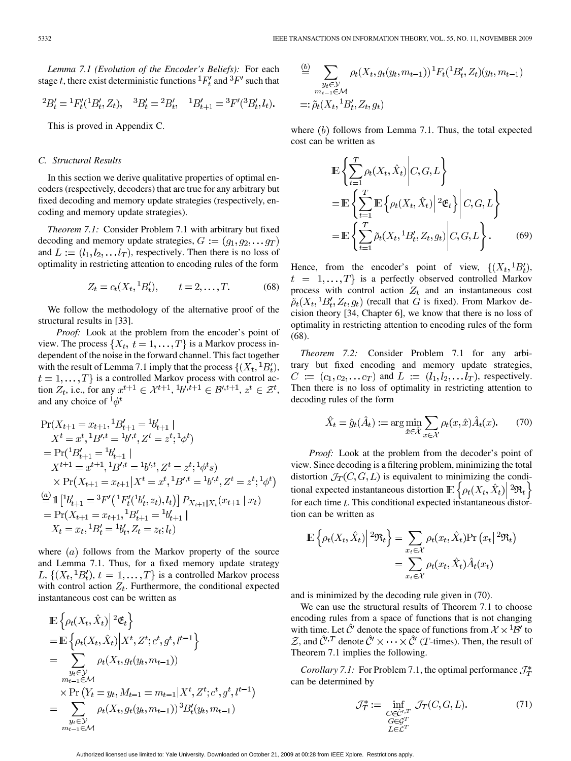*Lemma 7.1 (Evolution of the Encoder's Beliefs):* For each stage $t$, there exist deterministic functions ${}^1F'_t$ and ${}^3F'$ such that

$$ {}^2B'_t = {}^1F'_t({}^1B'_t, Z_t), \quad {}^3B'_t = {}^2B'_t, \quad {}^1B'_{t+1} = {}^3F'({}^3B'_t, l_t). $$

This is proved in Appendix C.

### C. Structural Results

In this section we derive qualitative properties of optimal encoders (respectively, decoders) that are true for any arbitrary but fixed decoding and memory update strategies (respectively, encoding and memory update strategies).

*Theorem 7.1:* Consider Problem 7.1 with arbitrary but fixed decoding and memory update strategies, $G := (g_1, g_2, \dots g_T)$ and $L := (l_1, l_2, \dots l_T)$, respectively. Then there is no loss of optimality in restricting attention to encoding rules of the form

$$ Z_t = c_t(X_t, {}^1B'_t), \qquad t = 2, \dots, T. \tag{68} $$

We follow the methodology of the alternative proof of the structural results in [33].

*Proof:* Look at the problem from the encoder's point of view. The process $\{X_t, t = 1, \dots, T\}$ is a Markov process independent of the noise in the forward channel. This fact together with the result of Lemma 7.1 imply that the process $\{(X_t, {}^1B'_t), t = 1, \dots, T\}$ is a controlled Markov process with control action $Z_t$, i.e., for any $x^{t+1} \in \mathcal{X}^{t+1}$, ${}^1b'^{,t+1} \in \mathcal{B}'^{,t+1}$, $z^t \in \mathcal{Z}^t$, and any choice of ${}^1\phi^t$

$$
\begin{aligned}
&\Pr(X_{t+1} = x_{t+1}, {}^1B'_{t+1} = {}^1b'_{t+1} \mid X^t = x^t, {}^1B'^{,t} = {}^1b'^{,t}, Z^t = z^t; {}^1\phi^t) \\
&= \Pr({}^1B'_{t+1} = {}^1b'_{t+1} \mid X^{t+1} = x^{t+1}, {}^1B'^{,t} = {}^1b'^{,t}, Z^t = z^t; {}^1\phi^t s) \\
&\quad \times \Pr(X_{t+1} = x_{t+1} \mid X^t = x^t, {}^1B'^{,t} = {}^1b'^{,t}, Z^t = z^t; {}^1\phi^t) \\
&\overset{(a)}{=} \mathbb{1}\left[{}^1b'_{t+1} = {}^3F'\left({}^1F'_t({}^1b'_t, z_t), l_t\right)\right] P_{X_{t+1}|X_t}(x_{t+1} \mid x_t) \\
&= \Pr(X_{t+1} = x_{t+1}, {}^1B'_{t+1} = {}^1b'_{t+1} \mid X_t = x_t, {}^1B'_t = {}^1b'_t, Z_t = z_t; l_t)
\end{aligned}
$$

where $(a)$ follows from the Markov property of the source and Lemma 7.1. Thus, for a fixed memory update strategy $L$, $\{(X_t, {}^1B'_t), t = 1, \dots, T\}$ is a controlled Markov process with control action $Z_t$. Furthermore, the conditional expected instantaneous cost can be written as

$$
\begin{aligned}
&\mathbb{E}\left\{\rho_t(X_t, \hat{X}_t) \,\middle|\, {}^2\mathfrak{E}_t\right\} \\
&= \mathbb{E}\left\{\rho_t(X_t, \hat{X}_t) \,\middle|\, X^t, Z^t; c^t, g^t, l^{t-1}\right\} \\
&= \sum_{\substack{y_t \in \mathcal{Y} \\ m_{t-1} \in \mathcal{M}}} \rho_t(X_t, g_t(y_t, m_{t-1})) \\
&\quad \times \Pr\left(Y_t = y_t, M_{t-1} = m_{t-1} \mid X^t, Z^t; c^t, g^t, l^{t-1}\right) \\
&= \sum_{\substack{y_t \in \mathcal{Y} \\ m_{t-1} \in \mathcal{M}}} \rho_t(X_t, g_t(y_t, m_{t-1}))\, {}^3B'_t(y_t, m_{t-1}) \\
&\overset{(b)}{=} \sum_{\substack{y_t \in \mathcal{Y} \\ m_{t-1} \in \mathcal{M}}} \rho_t(X_t, g_t(y_t, m_{t-1}))\, {}^1F_t({}^1B'_t, Z_t)(y_t, m_{t-1}) \\
&=: \tilde{\rho}_t(X_t, {}^1B'_t, Z_t, g_t)
\end{aligned}
$$

where $(b)$ follows from Lemma 7.1. Thus, the total expected cost can be written as

$$
\begin{aligned}
&\mathbb{E}\left\{\sum_{t=1}^{T} \rho_t(X_t, \hat{X}_t) \,\middle|\, C, G, L\right\} \\
&= \mathbb{E}\left\{\sum_{t=1}^{T} \mathbb{E}\left\{\rho_t(X_t, \hat{X}_t) \,\middle|\, {}^2\mathfrak{E}_t\right\} \,\middle|\, C, G, L\right\} \\
&= \mathbb{E}\left\{\sum_{t=1}^{T} \tilde{\rho}_t(X_t, {}^1B'_t, Z_t, g_t) \,\middle|\, C, G, L\right\}.
\end{aligned} \tag{69}
$$

Hence, from the encoder's point of view, $\{(X_t, {}^1B'_t), t = 1, \dots, T\}$ is a perfectly observed controlled Markov process with control action $Z_t$ and an instantaneous cost $\tilde{\rho}_t(X_t, {}^1B'_t, Z_t, g_t)$ (recall that $G$ is fixed). From Markov decision theory [34, Chapter 6], we know that there is no loss of optimality in restricting attention to encoding rules of the form (68).

*Theorem 7.2:* Consider Problem 7.1 for any arbitrary but fixed encoding and memory update strategies, $C := (c_1, c_2, \dots c_T)$ and $L := (l_1, l_2, \dots l_T)$, respectively. Then there is no loss of optimality in restricting attention to decoding rules of the form

$$ \hat{X}_t = \hat{g}_t(\hat{A}_t) := \arg\min_{\hat{x} \in \hat{\mathcal{X}}} \sum_{x \in \mathcal{X}} \rho_t(x, \hat{x}) \hat{A}_t(x). \tag{70} $$

*Proof:* Look at the problem from the decoder's point of view. Since decoding is a filtering problem, minimizing the total distortion $\mathcal{J}_T(C, G, L)$ is equivalent to minimizing the conditional expected instantaneous distortion $\mathbb{E}\left\{\rho_t(X_t, \hat{X}_t) \,\middle|\, {}^2\mathfrak{R}_t\right\}$ for each time $t$. This conditional expected instantaneous distortion can be written as

$$
\begin{aligned}
\mathbb{E}\left\{\rho_t(X_t, \hat{X}_t) \,\middle|\, {}^2\mathfrak{R}_t\right\} &= \sum_{x_t \in \mathcal{X}} \rho_t(x_t, \hat{X}_t) \Pr\left(x_t \,\middle|\, {}^2\mathfrak{R}_t\right) \\
&= \sum_{x_t \in \mathcal{X}} \rho_t(x_t, \hat{X}_t) \hat{A}_t(x_t)
\end{aligned}
$$

and is minimized by the decoding rule given in (70).

We can use the structural results of Theorem 7.1 to choose encoding rules from a space of functions that is not changing with time. Let $\hat{\mathcal{C}}'$ denote the space of functions from $\mathcal{X} \times {}^1\mathcal{B}'$ to $\mathcal{Z}$, and $\hat{\mathcal{C}}'^{,T}$ denote $\hat{\mathcal{C}}' \times \cdots \times \hat{\mathcal{C}}'$ ($T$-times). Then, the result of Theorem 7.1 implies the following.

*Corollary 7.1:* For Problem 7.1, the optimal performance $\mathcal{J}_T^*$ can be determined by

$$ \mathcal{J}_T^* := \inf_{\substack{C \in \hat{\mathcal{C}}'^{,T} \\ G \in \mathcal{G}^T \\ L \in \mathcal{L}^T}} \mathcal{J}_T(C, G, L). \tag{71} $$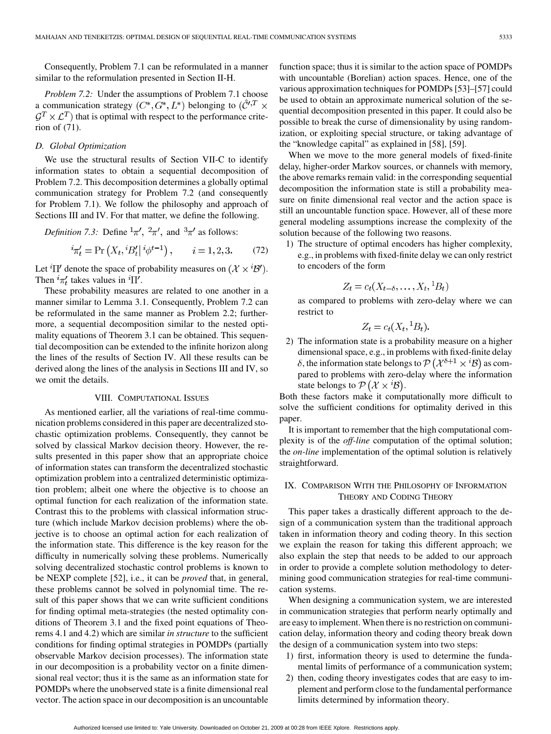Consequently, Problem 7.1 can be reformulated in a manner similar to the reformulation presented in Section II-H.

*Problem 7.2:* Under the assumptions of Problem 7.1 choose a communication strategy $(C^{*}, G^{*}, L^{*})$ belonging to $(\hat{\mathcal{C}}'^{,T} \times \mathcal{G}^{T} \times \mathcal{L}^{T})$ that is optimal with respect to the performance criterion of (71).

### D. Global Optimization

We use the structural results of Section VII-C to identify information states to obtain a sequential decomposition of Problem 7.2. This decomposition determines a globally optimal communication strategy for Problem 7.2 (and consequently for Problem 7.1). We follow the philosophy and approach of Sections III and IV. For that matter, we define the following.

*Definition 7.3:* Define ${}^{1}\pi'$, ${}^{2}\pi'$, and ${}^{3}\pi'$ as follows:

$$ {}^{i}\pi'_t = \Pr\left(X_t, {}^{i}B'_t \middle| {}^{i}\phi^{t-1}\right), \qquad i = 1, 2, 3. \tag{72} $$

Let ${}^{i}\Pi'$ denote the space of probability measures on $(\mathcal{X} \times {}^{i}\mathcal{B}')$. Then ${}^{i}\pi'_t$ takes values in ${}^{i}\Pi'$.

These probability measures are related to one another in a manner similar to Lemma 3.1. Consequently, Problem 7.2 can be reformulated in the same manner as Problem 2.2; furthermore, a sequential decomposition similar to the nested optimality equations of Theorem 3.1 can be obtained. This sequential decomposition can be extended to the infinite horizon along the lines of the results of Section IV. All these results can be derived along the lines of the analysis in Sections III and IV, so we omit the details.

## VIII. Computational Issues

As mentioned earlier, all the variations of real-time communication problems considered in this paper are decentralized stochastic optimization problems. Consequently, they cannot be solved by classical Markov decision theory. However, the results presented in this paper show that an appropriate choice of information states can transform the decentralized stochastic optimization problem into a centralized deterministic optimization problem; albeit one where the objective is to choose an optimal function for each realization of the information state. Contrast this to the problems with classical information structure (which include Markov decision problems) where the objective is to choose an optimal action for each realization of the information state. This difference is the key reason for the difficulty in numerically solving these problems. Numerically solving decentralized stochastic control problems is known to be NEXP complete [52], i.e., it can be *proved* that, in general, these problems cannot be solved in polynomial time. The result of this paper shows that we can write sufficient conditions for finding optimal meta-strategies (the nested optimality conditions of Theorem 3.1 and the fixed point equations of Theorems 4.1 and 4.2) which are similar *in structure* to the sufficient conditions for finding optimal strategies in POMDPs (partially observable Markov decision processes). The information state in our decomposition is a probability vector on a finite dimensional real vector; thus it is the same as an information state for POMDPs where the unobserved state is a finite dimensional real vector. The action space in our decomposition is an uncountable function space; thus it is similar to the action space of POMDPs with uncountable (Borelian) action spaces. Hence, one of the various approximation techniques for POMDPs [53]–[57] could be used to obtain an approximate numerical solution of the sequential decomposition presented in this paper. It could also be possible to break the curse of dimensionality by using randomization, or exploiting special structure, or taking advantage of the "knowledge capital" as explained in [58], [59].

When we move to the more general models of fixed-finite delay, higher-order Markov sources, or channels with memory, the above remarks remain valid: in the corresponding sequential decomposition the information state is still a probability measure on finite dimensional real vector and the action space is still an uncountable function space. However, all of these more general modeling assumptions increase the complexity of the solution because of the following two reasons.

1) The structure of optimal encoders has higher complexity, e.g., in problems with fixed-finite delay we can only restrict to encoders of the form

$$ Z_t = c_t(X_{t-\delta}, \ldots, X_t, {}^{1}B_t) $$

as compared to problems with zero-delay where we can restrict to

$$ Z_t = c_t(X_t, {}^{1}B_t). $$

2) The information state is a probability measure on a higher dimensional space, e.g., in problems with fixed-finite delay $\delta$, the information state belongs to $\mathcal{P}\left(\mathcal{X}^{\delta+1} \times {}^{i}\mathcal{B}\right)$ as compared to problems with zero-delay where the information state belongs to $\mathcal{P}\left(\mathcal{X} \times {}^{i}\mathcal{B}\right)$.

Both these factors make it computationally more difficult to solve the sufficient conditions for optimality derived in this paper.

It is important to remember that the high computational complexity is of the *off-line* computation of the optimal solution; the *on-line* implementation of the optimal solution is relatively straightforward.

## IX. Comparison With the Philosophy of Information Theory and Coding Theory

This paper takes a drastically different approach to the design of a communication system than the traditional approach taken in information theory and coding theory. In this section we explain the reason for taking this different approach; we also explain the step that needs to be added to our approach in order to provide a complete solution methodology to determining good communication strategies for real-time communication systems.

When designing a communication system, we are interested in communication strategies that perform nearly optimally and are easy to implement. When there is no restriction on communication delay, information theory and coding theory break down the design of a communication system into two steps:

1) first, information theory is used to determine the fundamental limits of performance of a communication system;
2) then, coding theory investigates codes that are easy to implement and perform close to the fundamental performance limits determined by information theory.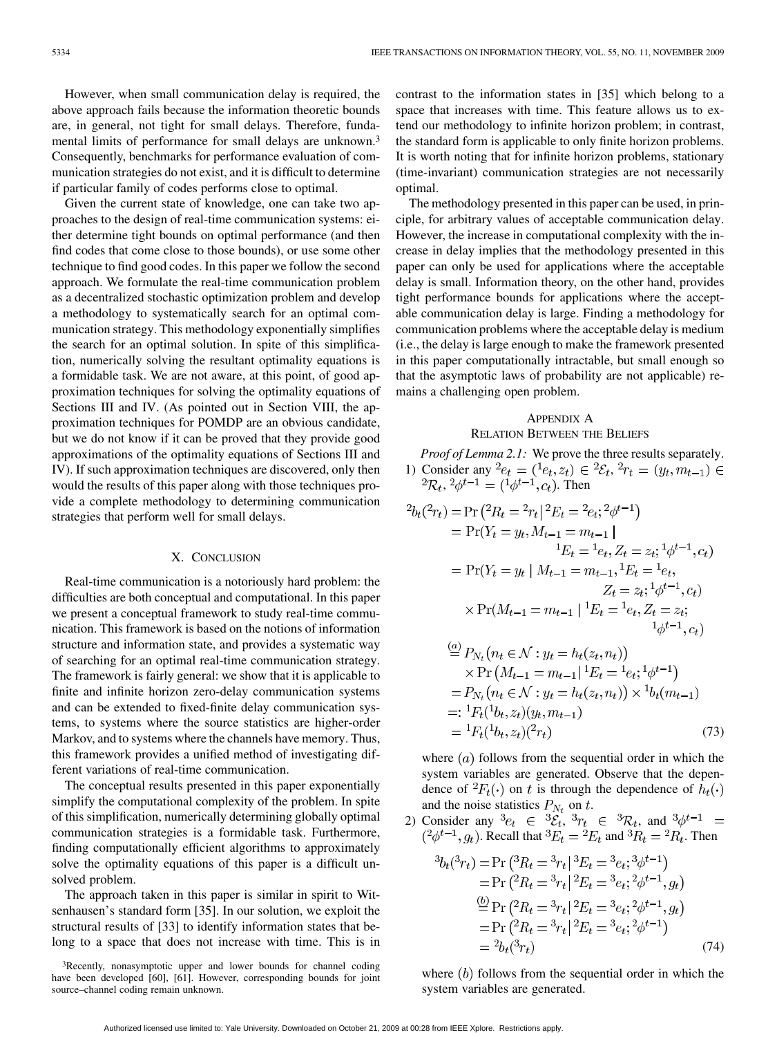However, when small communication delay is required, the above approach fails because the information theoretic bounds are, in general, not tight for small delays. Therefore, fundamental limits of performance for small delays are unknown.[3] Consequently, benchmarks for performance evaluation of communication strategies do not exist, and it is difficult to determine if particular family of codes performs close to optimal.

Given the current state of knowledge, one can take two approaches to the design of real-time communication systems: either determine tight bounds on optimal performance (and then find codes that come close to those bounds), or use some other technique to find good codes. In this paper we follow the second approach. We formulate the real-time communication problem as a decentralized stochastic optimization problem and develop a methodology to systematically search for an optimal communication strategy. This methodology exponentially simplifies the search for an optimal solution. In spite of this simplification, numerically solving the resultant optimality equations is a formidable task. We are not aware, at this point, of good approximation techniques for solving the optimality equations of Sections III and IV. (As pointed out in Section VIII, the approximation techniques for POMDP are an obvious candidate, but we do not know if it can be proved that they provide good approximations of the optimality equations of Sections III and IV). If such approximation techniques are discovered, only then would the results of this paper along with those techniques provide a complete methodology to determining communication strategies that perform well for small delays.

## X. Conclusion

Real-time communication is a notoriously hard problem: the difficulties are both conceptual and computational. In this paper we present a conceptual framework to study real-time communication. This framework is based on the notions of information structure and information state, and provides a systematic way of searching for an optimal real-time communication strategy. The framework is fairly general: we show that it is applicable to finite and infinite horizon zero-delay communication systems and can be extended to fixed-finite delay communication systems, to systems where the source statistics are higher-order Markov, and to systems where the channels have memory. Thus, this framework provides a unified method of investigating different variations of real-time communication.

The conceptual results presented in this paper exponentially simplify the computational complexity of the problem. In spite of this simplification, numerically determining globally optimal communication strategies is a formidable task. Furthermore, finding computationally efficient algorithms to approximately solve the optimality equations of this paper is a difficult unsolved problem.

The approach taken in this paper is similar in spirit to Witsenhausen's standard form [35]. In our solution, we exploit the structural results of [33] to identify information states that belong to a space that does not increase with time. This is in contrast to the information states in [35] which belong to a space that increases with time. This feature allows us to extend our methodology to infinite horizon problem; in contrast, the standard form is applicable to only finite horizon problems. It is worth noting that for infinite horizon problems, stationary (time-invariant) communication strategies are not necessarily optimal.

The methodology presented in this paper can be used, in principle, for arbitrary values of acceptable communication delay. However, the increase in computational complexity with the increase in delay implies that the methodology presented in this paper can only be used for applications where the acceptable delay is small. Information theory, on the other hand, provides tight performance bounds for applications where the acceptable communication delay is large. Finding a methodology for communication problems where the acceptable delay is medium (i.e., the delay is large enough to make the framework presented in this paper computationally intractable, but small enough so that the asymptotic laws of probability are not applicable) remains a challenging open problem.

[3] Recently, nonasymptotic upper and lower bounds for channel coding have been developed [60], [61]. However, corresponding bounds for joint source–channel coding remain unknown.

## Appendix A
## Relation Between the Beliefs

*Proof of Lemma 2.1:* We prove the three results separately.

1) Consider any ${}^2e_t = ({}^1e_t, z_t) \in {}^2\mathcal{E}_t$, ${}^2r_t = (y_t, m_{t-1}) \in {}^2\mathcal{R}_t$, ${}^2\phi^{t-1} = ({}^1\phi^{t-1}, c_t)$. Then

$$
\begin{aligned}
{}^2b_t({}^2r_t) &= \Pr\left({}^2R_t = {}^2r_t \,|\, {}^2E_t = {}^2e_t; {}^2\phi^{t-1}\right) \\
&= \Pr(Y_t = y_t, M_{t-1} = m_{t-1} \,| \\
&\qquad\qquad {}^1E_t = {}^1e_t, Z_t = z_t; {}^1\phi^{t-1}, c_t) \\
&= \Pr(Y_t = y_t \mid M_{t-1} = m_{t-1}, {}^1E_t = {}^1e_t, \\
&\qquad\qquad Z_t = z_t; {}^1\phi^{t-1}, c_t) \\
&\quad \times \Pr(M_{t-1} = m_{t-1} \mid {}^1E_t = {}^1e_t, Z_t = z_t; \\
&\qquad\qquad {}^1\phi^{t-1}, c_t) \\
&\stackrel{(a)}{=} P_{N_t}\big(n_t \in \mathcal{N} : y_t = h_t(z_t, n_t)\big) \\
&\quad \times \Pr\left(M_{t-1} = m_{t-1} \,|\, {}^1E_t = {}^1e_t; {}^1\phi^{t-1}\right) \\
&= P_{N_t}\big(n_t \in \mathcal{N} : y_t = h_t(z_t, n_t)\big) \times {}^1b_t(m_{t-1}) \\
&=: {}^1F_t({}^1b_t, z_t)(y_t, m_{t-1}) \\
&= {}^1F_t({}^1b_t, z_t)({}^2r_t)
\end{aligned} \tag{73}
$$

where $(a)$ follows from the sequential order in which the system variables are generated. Observe that the dependence of ${}^2F_t(\cdot)$ on $t$ is through the dependence of $h_t(\cdot)$ and the noise statistics $P_{N_t}$ on $t$.

2) Consider any ${}^3e_t \in {}^3\mathcal{E}_t$, ${}^3r_t \in {}^3\mathcal{R}_t$, and ${}^3\phi^{t-1} = ({}^2\phi^{t-1}, g_t)$. Recall that ${}^3E_t = {}^2E_t$ and ${}^3R_t = {}^2R_t$. Then

$$
\begin{aligned}
{}^3b_t({}^3r_t) &= \Pr\left({}^3R_t = {}^3r_t \,|\, {}^3E_t = {}^3e_t; {}^3\phi^{t-1}\right) \\
&= \Pr\left({}^2R_t = {}^3r_t \,|\, {}^2E_t = {}^3e_t; {}^2\phi^{t-1}, g_t\right) \\
&\stackrel{(b)}{=} \Pr\left({}^2R_t = {}^3r_t \,|\, {}^2E_t = {}^3e_t; {}^2\phi^{t-1}, g_t\right) \\
&= \Pr\left({}^2R_t = {}^3r_t \,|\, {}^2E_t = {}^3e_t; {}^2\phi^{t-1}\right) \\
&= {}^2b_t({}^3r_t)
\end{aligned} \tag{74}
$$

where $(b)$ follows from the sequential order in which the system variables are generated.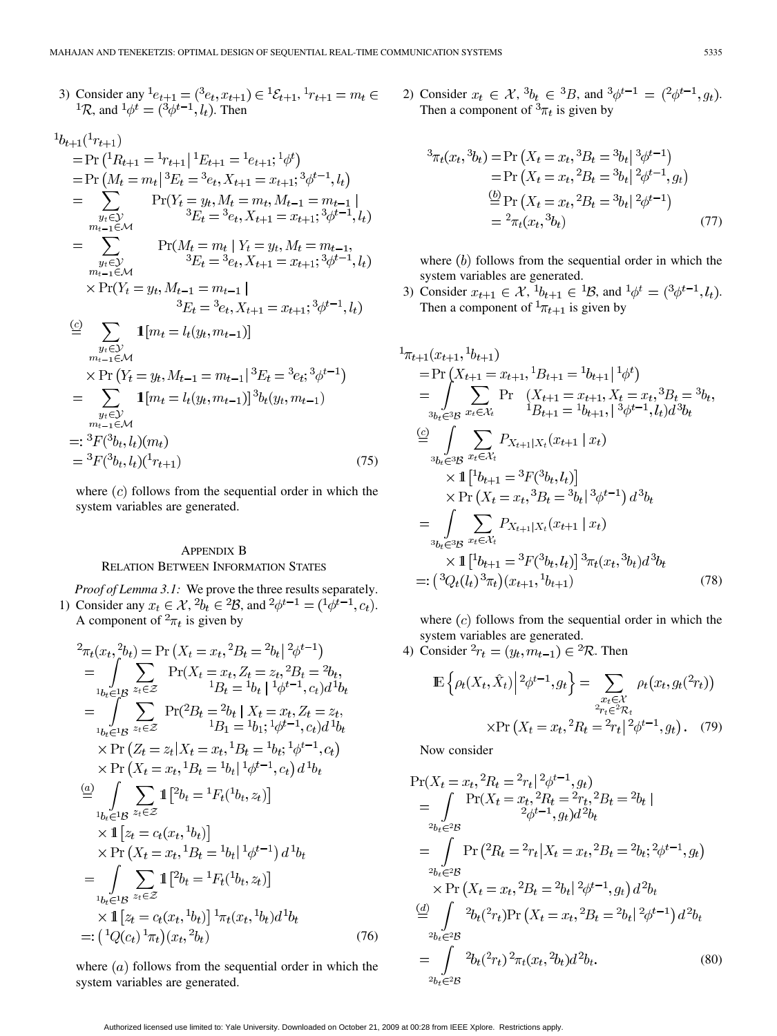3) Consider any ${}^1e_{t+1} = ({}^3e_t, x_{t+1}) \in {}^1\mathcal{E}_{t+1}$, ${}^1r_{t+1} = m_t \in {}^1\mathcal{R}$, and ${}^1\phi^t = ({}^3\phi^{t-1}, l_t)$. Then

$$
\begin{aligned}
{}^1b_{t+1}({}^1r_{t+1})
&= \Pr\left({}^1R_{t+1} = {}^1r_{t+1} \,\middle|\, {}^1E_{t+1} = {}^1e_{t+1}; {}^1\phi^t\right) \\
&= \Pr\left(M_t = m_t \,\middle|\, {}^3E_t = {}^3e_t, X_{t+1} = x_{t+1}; {}^3\phi^{t-1}, l_t\right) \\
&= \sum_{\substack{y_t \in \mathcal{Y} \\ m_{t-1} \in \mathcal{M}}} \Pr(Y_t = y_t, M_t = m_t, M_{t-1} = m_{t-1} \mid {}^3E_t = {}^3e_t, X_{t+1} = x_{t+1}; {}^3\phi^{t-1}, l_t) \\
&= \sum_{\substack{y_t \in \mathcal{Y} \\ m_{t-1} \in \mathcal{M}}} \Pr(M_t = m_t \mid Y_t = y_t, M_t = m_{t-1}, {}^3E_t = {}^3e_t, X_{t+1} = x_{t+1}; {}^3\phi^{t-1}, l_t) \\
&\qquad \times \Pr(Y_t = y_t, M_{t-1} = m_{t-1} \mid {}^3E_t = {}^3e_t, X_{t+1} = x_{t+1}; {}^3\phi^{t-1}, l_t) \\
&\overset{(c)}{=} \sum_{\substack{y_t \in \mathcal{Y} \\ m_{t-1} \in \mathcal{M}}} \mathbb{1}[m_t = l_t(y_t, m_{t-1})] \\
&\qquad \times \Pr\left(Y_t = y_t, M_{t-1} = m_{t-1} \,\middle|\, {}^3E_t = {}^3e_t; {}^3\phi^{t-1}\right) \\
&= \sum_{\substack{y_t \in \mathcal{Y} \\ m_{t-1} \in \mathcal{M}}} \mathbb{1}[m_t = l_t(y_t, m_{t-1})] \, {}^3b_t(y_t, m_{t-1}) \\
&=: {}^3F({}^3b_t, l_t)(m_t) \\
&= {}^3F({}^3b_t, l_t)({}^1r_{t+1})
\end{aligned}
\tag{75}
$$

where $(c)$ follows from the sequential order in which the system variables are generated.

## Appendix B
## Relation Between Information States

*Proof of Lemma 3.1:* We prove the three results separately.

1) Consider any $x_t \in \mathcal{X}$, ${}^2b_t \in {}^2\mathcal{B}$, and ${}^2\phi^{t-1} = ({}^1\phi^{t-1}, c_t)$. A component of ${}^2\pi_t$ is given by

$$
\begin{aligned}
{}^2\pi_t(x_t, {}^2b_t) &= \Pr\left(X_t = x_t, {}^2B_t = {}^2b_t \,\middle|\, {}^2\phi^{t-1}\right) \\
&= \int_{{}^1b_t \in {}^1\mathcal{B}} \sum_{z_t \in \mathcal{Z}} \Pr(X_t = x_t, Z_t = z_t, {}^2B_t = {}^2b_t, {}^1B_t = {}^1b_t \mid {}^1\phi^{t-1}, c_t) d\,{}^1b_t \\
&= \int_{{}^1b_t \in {}^1\mathcal{B}} \sum_{z_t \in \mathcal{Z}} \Pr({}^2B_t = {}^2b_t \mid X_t = x_t, Z_t = z_t, {}^1B_1 = {}^1b_1; {}^1\phi^{t-1}, c_t) d\,{}^1b_t \\
&\qquad \times \Pr\left(Z_t = z_t \middle| X_t = x_t, {}^1B_t = {}^1b_t; {}^1\phi^{t-1}, c_t\right) \\
&\qquad \times \Pr\left(X_t = x_t, {}^1B_t = {}^1b_t \middle| {}^1\phi^{t-1}, c_t\right) d\,{}^1b_t \\
&\overset{(a)}{=} \int_{{}^1b_t \in {}^1\mathcal{B}} \sum_{z_t \in \mathcal{Z}} \mathbb{1}\left[{}^2b_t = {}^1F_t({}^1b_t, z_t)\right] \\
&\qquad \times \mathbb{1}\left[z_t = c_t(x_t, {}^1b_t)\right] \\
&\qquad \times \Pr\left(X_t = x_t, {}^1B_t = {}^1b_t \middle| {}^1\phi^{t-1}\right) d\,{}^1b_t \\
&= \int_{{}^1b_t \in {}^1\mathcal{B}} \sum_{z_t \in \mathcal{Z}} \mathbb{1}\left[{}^2b_t = {}^1F_t({}^1b_t, z_t)\right] \\
&\qquad \times \mathbb{1}\left[z_t = c_t(x_t, {}^1b_t)\right] {}^1\pi_t(x_t, {}^1b_t) d\,{}^1b_t \\
&=: \left({}^1Q(c_t)\, {}^1\pi_t\right)(x_t, {}^2b_t)
\end{aligned}
\tag{76}
$$

where $(a)$ follows from the sequential order in which the system variables are generated.

2) Consider $x_t \in \mathcal{X}$, ${}^3b_t \in {}^3B$, and ${}^3\phi^{t-1} = ({}^2\phi^{t-1}, g_t)$. Then a component of ${}^3\pi_t$ is given by

$$
\begin{aligned}
{}^3\pi_t(x_t, {}^3b_t) &= \Pr\left(X_t = x_t, {}^3B_t = {}^3b_t \middle| {}^3\phi^{t-1}\right) \\
&= \Pr\left(X_t = x_t, {}^2B_t = {}^3b_t \middle| {}^2\phi^{t-1}, g_t\right) \\
&\overset{(b)}{=} \Pr\left(X_t = x_t, {}^2B_t = {}^3b_t \middle| {}^2\phi^{t-1}\right) \\
&= {}^2\pi_t(x_t, {}^3b_t)
\end{aligned}
\tag{77}
$$

where $(b)$ follows from the sequential order in which the system variables are generated.

3) Consider $x_{t+1} \in \mathcal{X}$, ${}^1b_{t+1} \in {}^1\mathcal{B}$, and ${}^1\phi^t = ({}^3\phi^{t-1}, l_t)$. Then a component of ${}^1\pi_{t+1}$ is given by

$$
\begin{aligned}
{}^1\pi_{t+1}(x_{t+1}, {}^1b_{t+1})
&= \Pr\left(X_{t+1} = x_{t+1}, {}^1B_{t+1} = {}^1b_{t+1} \middle| {}^1\phi^t\right) \\
&= \int_{{}^3b_t \in {}^3\mathcal{B}} \sum_{x_t \in \mathcal{X}_t} \Pr\ (X_{t+1} = x_{t+1}, X_t = x_t, {}^3B_t = {}^3b_t, {}^1B_{t+1} = {}^1b_{t+1}, \mid {}^3\phi^{t-1}, l_t) d\,{}^3b_t \\
&\overset{(c)}{=} \int_{{}^3b_t \in {}^3\mathcal{B}} \sum_{x_t \in \mathcal{X}_t} P_{X_{t+1}|X_t}(x_{t+1} \mid x_t) \\
&\qquad \times \mathbb{1}\left[{}^1b_{t+1} = {}^3F({}^3b_t, l_t)\right] \\
&\qquad \times \Pr\left(X_t = x_t, {}^3B_t = {}^3b_t \middle| {}^3\phi^{t-1}\right) d\,{}^3b_t \\
&= \int_{{}^3b_t \in {}^3\mathcal{B}} \sum_{x_t \in \mathcal{X}_t} P_{X_{t+1}|X_t}(x_{t+1} \mid x_t) \\
&\qquad \times \mathbb{1}\left[{}^1b_{t+1} = {}^3F({}^3b_t, l_t)\right] {}^3\pi_t(x_t, {}^3b_t) d\,{}^3b_t \\
&=: \left({}^3Q_t(l_t)\, {}^3\pi_t\right)(x_{t+1}, {}^1b_{t+1})
\end{aligned}
\tag{78}
$$

where $(c)$ follows from the sequential order in which the system variables are generated.

4) Consider ${}^2r_t = (y_t, m_{t-1}) \in {}^2\mathcal{R}$. Then

$$
\mathbb{E}\left\{\rho_t(X_t, \hat{X}_t) \middle| {}^2\phi^{t-1}, g_t\right\} = \sum_{\substack{x_t \in \mathcal{X} \\ {}^2r_t \in {}^2\mathcal{R}_t}} \rho_t\big(x_t, g_t({}^2r_t)\big) \times \Pr\left(X_t = x_t, {}^2R_t = {}^2r_t \middle| {}^2\phi^{t-1}, g_t\right). \tag{79}
$$

Now consider

$$
\begin{aligned}
&\Pr(X_t = x_t, {}^2R_t = {}^2r_t \mid {}^2\phi^{t-1}, g_t) \\
&= \int_{{}^2b_t \in {}^2\mathcal{B}} \Pr(X_t = x_t, {}^2R_t = {}^2r_t, {}^2B_t = {}^2b_t \mid {}^2\phi^{t-1}, g_t) d\,{}^2b_t \\
&= \int_{{}^2b_t \in {}^2\mathcal{B}} \Pr\left({}^2R_t = {}^2r_t \middle| X_t = x_t, {}^2B_t = {}^2b_t; {}^2\phi^{t-1}, g_t\right) \\
&\qquad \times \Pr\left(X_t = x_t, {}^2B_t = {}^2b_t \middle| {}^2\phi^{t-1}, g_t\right) d\,{}^2b_t \\
&\overset{(d)}{=} \int_{{}^2b_t \in {}^2\mathcal{B}} {}^2b_t({}^2r_t) \Pr\left(X_t = x_t, {}^2B_t = {}^2b_t \middle| {}^2\phi^{t-1}\right) d\,{}^2b_t \\
&= \int_{{}^2b_t \in {}^2\mathcal{B}} {}^2b_t({}^2r_t)\, {}^2\pi_t(x_t, {}^2b_t) d\,{}^2b_t.
\end{aligned}
\tag{80}
$$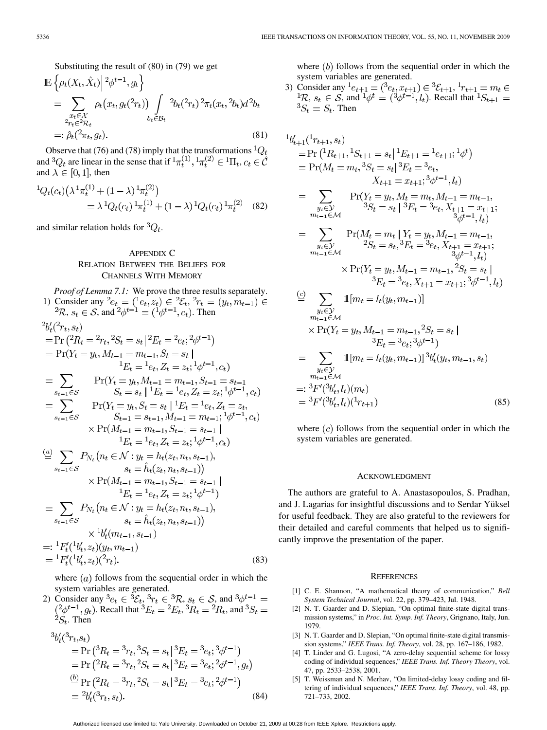Substituting the result of (80) in (79) we get

$$\begin{aligned}
\mathbb{E}&\left\{\rho_t(X_t,\hat{X}_t)\,\middle|\,{}^2\phi^{t-1},g_t\right\}\\
&=\sum_{\substack{x_t\in\mathcal{X}\\ {}^2r_t\in{}^2\mathcal{R}_t}}\rho_t\big(x_t,g_t({}^2r_t)\big)\int_{b_t\in\mathcal{B}_t}{}^2b_t({}^2r_t)\,{}^2\pi_t(x_t,{}^2b_t)d\,{}^2b_t\\
&=:\hat{\rho}_t({}^2\pi_t,g_t). \qquad (81)
\end{aligned}$$

Observe that (76) and (78) imply that the transformations ${}^1Q_t$ and ${}^3Q_t$ are linear in the sense that if ${}^1\pi_t^{(1)},{}^1\pi_t^{(2)}\in{}^1\Pi_t$, $c_t\in\hat{\mathcal{C}}$ and $\lambda\in[0,1]$, then

$$\begin{aligned}
{}^1Q_t(c_t)&\big(\lambda\,{}^1\pi_t^{(1)}+(1-\lambda)\,{}^1\pi_t^{(2)}\big)\\
&=\lambda\,{}^1Q_t(c_t)\,{}^1\pi_t^{(1)}+(1-\lambda)\,{}^1Q_t(c_t)\,{}^1\pi_t^{(2)} \qquad (82)
\end{aligned}$$

and similar relation holds for ${}^3Q_t$.

## Appendix C
## Relation Between the Beliefs for Channels With Memory

*Proof of Lemma 7.1:* We prove the three results separately.

1) Consider any ${}^2e_t=({}^1e_t,z_t)\in{}^2\mathcal{E}_t$, ${}^2r_t=(y_t,m_{t-1})\in{}^2\mathcal{R}$, $s_t\in\mathcal{S}$, and ${}^2\phi^{t-1}=({}^1\phi^{t-1},c_t)$. Then

$$\begin{aligned}
&{}^2b_t'({}^2r_t,s_t)\\
&=\Pr\big({}^2R_t={}^2r_t,{}^2S_t=s_t\,\big|\,{}^2E_t={}^2e_t;{}^2\phi^{t-1}\big)\\
&=\Pr(Y_t=y_t,M_{t-1}=m_{t-1},S_t=s_t\mid {}^1E_t={}^1e_t,Z_t=z_t;{}^1\phi^{t-1},c_t)\\
&=\sum_{s_{t-1}\in\mathcal{S}}\Pr(Y_t=y_t,M_{t-1}=m_{t-1},S_{t-1}=s_{t-1},S_t=s_t\mid {}^1E_t={}^1e_t,Z_t=z_t;{}^1\phi^{t-1},c_t)\\
&=\sum_{s_{t-1}\in\mathcal{S}}\Pr(Y_t=y_t,S_t=s_t\mid {}^1E_t={}^1e_t,Z_t=z_t,S_{t-1}=s_{t-1},M_{t-1}=m_{t-1};{}^1\phi^{t-1},c_t)\\
&\qquad\times\Pr(M_{t-1}=m_{t-1},S_{t-1}=s_{t-1}\mid {}^1E_t={}^1e_t,Z_t=z_t;{}^1\phi^{t-1},c_t)\\
&\overset{(a)}{=}\sum_{s_{t-1}\in\mathcal{S}}P_{N_t}\big(n_t\in\mathcal{N}:y_t=h_t(z_t,n_t,s_{t-1}),\ s_t=\hat{h}_t(z_t,n_t,s_{t-1})\big)\\
&\qquad\times\Pr(M_{t-1}=m_{t-1},S_{t-1}=s_{t-1}\mid {}^1E_t={}^1e_t,Z_t=z_t;{}^1\phi^{t-1})\\
&=\sum_{s_{t-1}\in\mathcal{S}}P_{N_t}\big(n_t\in\mathcal{N}:y_t=h_t(z_t,n_t,s_{t-1}),\ s_t=\hat{h}_t(z_t,n_t,s_{t-1})\big)\\
&\qquad\times{}^1b_t'(m_{t-1},s_{t-1})\\
&=:{}^1F_t'({}^1b_t',z_t)(y_t,m_{t-1})\\
&={}^1F_t'({}^1b_t',z_t)({}^2r_t). \qquad (83)
\end{aligned}$$

where $(a)$ follows from the sequential order in which the system variables are generated.

2) Consider any ${}^3e_t\in{}^3\mathcal{E}_t$, ${}^3r_t\in{}^3\mathcal{R}$, $s_t\in\mathcal{S}$, and ${}^3\phi^{t-1}=({}^2\phi^{t-1},g_t)$. Recall that ${}^3E_t={}^2E_t$, ${}^3R_t={}^2R_t$, and ${}^3S_t={}^2S_t$. Then

$$\begin{aligned}
&{}^3b_t'({}^3r_t,s_t)\\
&=\Pr\big({}^3R_t={}^3r_t,{}^3S_t=s_t\,\big|\,{}^3E_t={}^3e_t;{}^3\phi^{t-1}\big)\\
&=\Pr\big({}^2R_t={}^3r_t,{}^2S_t=s_t\,\big|\,{}^3E_t={}^3e_t;{}^2\phi^{t-1},g_t\big)\\
&\overset{(b)}{=}\Pr\big({}^2R_t={}^3r_t,{}^2S_t=s_t\,\big|\,{}^3E_t={}^3e_t;{}^2\phi^{t-1}\big)\\
&={}^2b_t'({}^3r_t,s_t). \qquad (84)
\end{aligned}$$

where $(b)$ follows from the sequential order in which the system variables are generated.

3) Consider any ${}^1e_{t+1}=({}^3e_t,x_{t+1})\in{}^3\mathcal{E}_{t+1}$, ${}^1r_{t+1}=m_t\in{}^1\mathcal{R}$, $s_t\in\mathcal{S}$, and ${}^1\phi^t=({}^3\phi^{t-1},l_t)$. Recall that ${}^1S_{t+1}={}^3S_t=S_t$. Then

$$\begin{aligned}
&{}^1b_{t+1}'({}^1r_{t+1},s_t)\\
&=\Pr\big({}^1R_{t+1},{}^1S_{t+1}=s_t\,\big|\,{}^1E_{t+1}={}^1e_{t+1};{}^1\phi^t\big)\\
&=\Pr(M_t=m_t,{}^3S_t=s_t\mid{}^3E_t={}^3e_t,X_{t+1}=x_{t+1};{}^3\phi^{t-1},l_t)\\
&=\sum_{\substack{y_t\in\mathcal{Y}\\ m_{t-1}\in\mathcal{M}}}\Pr(Y_t=y_t,M_t=m_t,M_{t-1}=m_{t-1},{}^3S_t=s_t\mid{}^3E_t={}^3e_t,X_{t+1}=x_{t+1};{}^3\phi^{t-1},l_t)\\
&=\sum_{\substack{y_t\in\mathcal{Y}\\ m_{t-1}\in\mathcal{M}}}\Pr(M_t=m_t\mid Y_t=y_t,M_{t-1}=m_{t-1},{}^2S_t=s_t,{}^3E_t={}^3e_t,X_{t+1}=x_{t+1};{}^3\phi^{t-1},l_t)\\
&\qquad\times\Pr(Y_t=y_t,M_{t-1}=m_{t-1},{}^2S_t=s_t\mid{}^3E_t={}^3e_t,X_{t+1}=x_{t+1};{}^3\phi^{t-1},l_t)\\
&\overset{(c)}{=}\sum_{\substack{y_t\in\mathcal{Y}\\ m_{t-1}\in\mathcal{M}}}\mathbb{1}[m_t=l_t(y_t,m_{t-1})]\\
&\qquad\times\Pr(Y_t=y_t,M_{t-1}=m_{t-1},{}^2S_t=s_t\mid{}^3E_t={}^3e_t;{}^3\phi^{t-1})\\
&=\sum_{\substack{y_t\in\mathcal{Y}\\ m_{t-1}\in\mathcal{M}}}\mathbb{1}[m_t=l_t(y_t,m_{t-1})]\,{}^3b_t'(y_t,m_{t-1},s_t)\\
&=:{}^3F'({}^3b_t',l_t)(m_t)\\
&={}^3F'({}^3b_t',l_t)({}^1r_{t+1}) \qquad (85)
\end{aligned}$$

where $(c)$ follows from the sequential order in which the system variables are generated.

## Acknowledgment

The authors are grateful to A. Anastasopoulos, S. Pradhan, and J. Lagarias for insightful discussions and to Serdar Yüksel for useful feedback. They are also grateful to the reviewers for their detailed and careful comments that helped us to significantly improve the presentation of the paper.

## References

[1] C. E. Shannon, "A mathematical theory of communication," *Bell System Technical Journal*, vol. 22, pp. 379–423, Jul. 1948.

[2] N. T. Gaarder and D. Slepian, "On optimal finite-state digital transmission systems," in *Proc. Int. Symp. Inf. Theory*, Grignano, Italy, Jun. 1979.

[3] N. T. Gaarder and D. Slepian, "On optimal finite-state digital transmission systems," *IEEE Trans. Inf. Theory*, vol. 28, pp. 167–186, 1982.

[4] T. Linder and G. Lugosi, "A zero-delay sequential scheme for lossy coding of individual sequences," *IEEE Trans. Inf. Theory Theory*, vol. 47, pp. 2533–2538, 2001.

[5] T. Weissman and N. Merhav, "On limited-delay lossy coding and filtering of individual sequences," *IEEE Trans. Inf. Theory*, vol. 48, pp. 721–733, 2002.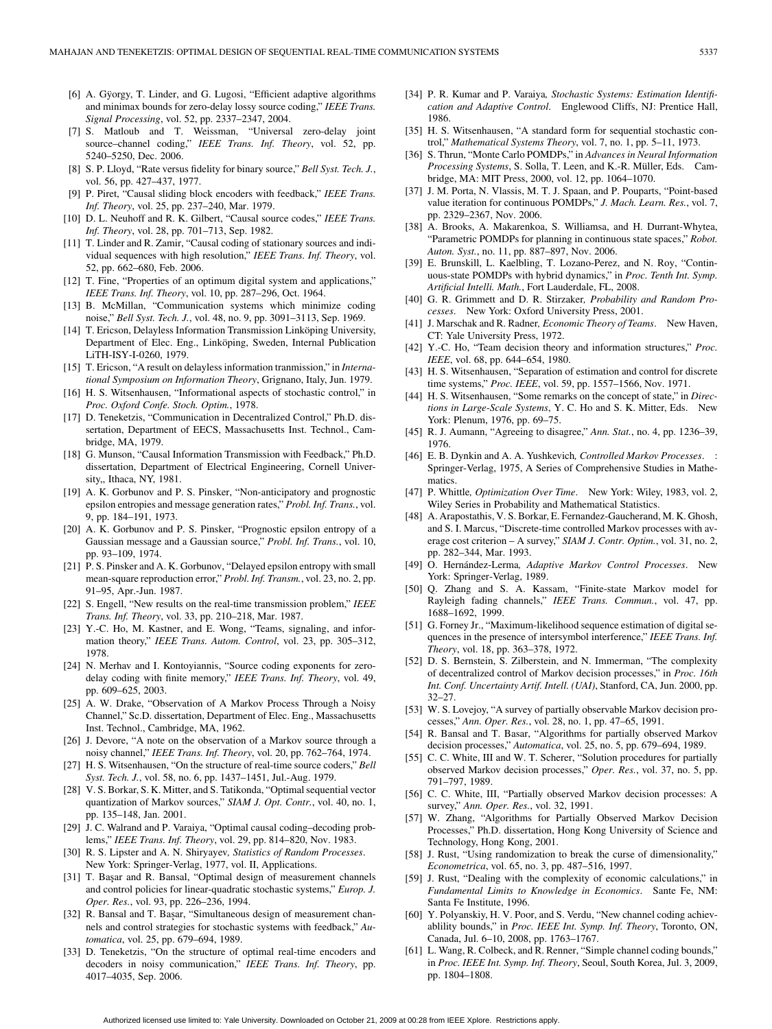[6] A. Gÿorgy, T. Linder, and G. Lugosi, "Efficient adaptive algorithms and minimax bounds for zero-delay lossy source coding," *IEEE Trans. Signal Processing*, vol. 52, pp. 2337–2347, 2004.

[7] S. Matloub and T. Weissman, "Universal zero-delay joint source–channel coding," *IEEE Trans. Inf. Theory*, vol. 52, pp. 5240–5250, Dec. 2006.

[8] S. P. Lloyd, "Rate versus fidelity for binary source," *Bell Syst. Tech. J.*, vol. 56, pp. 427–437, 1977.

[9] P. Piret, "Causal sliding block encoders with feedback," *IEEE Trans. Inf. Theory*, vol. 25, pp. 237–240, Mar. 1979.

[10] D. L. Neuhoff and R. K. Gilbert, "Causal source codes," *IEEE Trans. Inf. Theory*, vol. 28, pp. 701–713, Sep. 1982.

[11] T. Linder and R. Zamir, "Causal coding of stationary sources and individual sequences with high resolution," *IEEE Trans. Inf. Theory*, vol. 52, pp. 662–680, Feb. 2006.

[12] T. Fine, "Properties of an optimum digital system and applications," *IEEE Trans. Inf. Theory*, vol. 10, pp. 287–296, Oct. 1964.

[13] B. McMillan, "Communication systems which minimize coding noise," *Bell Syst. Tech. J.*, vol. 48, no. 9, pp. 3091–3113, Sep. 1969.

[14] T. Ericson, Delayless Information Transmission Linköping University, Department of Elec. Eng., Linköping, Sweden, Internal Publication LiTH-ISY-I-0260, 1979.

[15] T. Ericson, "A result on delayless information tranmission," in *International Symposium on Information Theory*, Grignano, Italy, Jun. 1979.

[16] H. S. Witsenhausen, "Informational aspects of stochastic control," in *Proc. Oxford Confe. Stoch. Optim.*, 1978.

[17] D. Teneketzis, "Communication in Decentralized Control," Ph.D. dissertation, Department of EECS, Massachusetts Inst. Technol., Cambridge, MA, 1979.

[18] G. Munson, "Causal Information Transmission with Feedback," Ph.D. dissertation, Department of Electrical Engineering, Cornell University,, Ithaca, NY, 1981.

[19] A. K. Gorbunov and P. S. Pinsker, "Non-anticipatory and prognostic epsilon entropies and message generation rates," *Probl. Inf. Trans.*, vol. 9, pp. 184–191, 1973.

[20] A. K. Gorbunov and P. S. Pinsker, "Prognostic epsilon entropy of a Gaussian message and a Gaussian source," *Probl. Inf. Trans.*, vol. 10, pp. 93–109, 1974.

[21] P. S. Pinsker and A. K. Gorbunov, "Delayed epsilon entropy with small mean-square reproduction error," *Probl. Inf. Transm.*, vol. 23, no. 2, pp. 91–95, Apr.-Jun. 1987.

[22] S. Engell, "New results on the real-time transmission problem," *IEEE Trans. Inf. Theory*, vol. 33, pp. 210–218, Mar. 1987.

[23] Y.-C. Ho, M. Kastner, and E. Wong, "Teams, signaling, and information theory," *IEEE Trans. Autom. Control*, vol. 23, pp. 305–312, 1978.

[24] N. Merhav and I. Kontoyiannis, "Source coding exponents for zero-delay coding with finite memory," *IEEE Trans. Inf. Theory*, vol. 49, pp. 609–625, 2003.

[25] A. W. Drake, "Observation of A Markov Process Through a Noisy Channel," Sc.D. dissertation, Department of Elec. Eng., Massachusetts Inst. Technol., Cambridge, MA, 1962.

[26] J. Devore, "A note on the observation of a Markov source through a noisy channel," *IEEE Trans. Inf. Theory*, vol. 20, pp. 762–764, 1974.

[27] H. S. Witsenhausen, "On the structure of real-time source coders," *Bell Syst. Tech. J.*, vol. 58, no. 6, pp. 1437–1451, Jul.-Aug. 1979.

[28] V. S. Borkar, S. K. Mitter, and S. Tatikonda, "Optimal sequential vector quantization of Markov sources," *SIAM J. Opt. Contr.*, vol. 40, no. 1, pp. 135–148, Jan. 2001.

[29] J. C. Walrand and P. Varaiya, "Optimal causal coding–decoding problems," *IEEE Trans. Inf. Theory*, vol. 29, pp. 814–820, Nov. 1983.

[30] R. S. Lipster and A. N. Shiryayev, *Statistics of Random Processes*. New York: Springer-Verlag, 1977, vol. II, Applications.

[31] T. Başar and R. Bansal, "Optimal design of measurement channels and control policies for linear-quadratic stochastic systems," *Europ. J. Oper. Res.*, vol. 93, pp. 226–236, 1994.

[32] R. Bansal and T. Başar, "Simultaneous design of measurement channels and control strategies for stochastic systems with feedback," *Automatica*, vol. 25, pp. 679–694, 1989.

[33] D. Teneketzis, "On the structure of optimal real-time encoders and decoders in noisy communication," *IEEE Trans. Inf. Theory*, pp. 4017–4035, Sep. 2006.

[34] P. R. Kumar and P. Varaiya, *Stochastic Systems: Estimation Identification and Adaptive Control*. Englewood Cliffs, NJ: Prentice Hall, 1986.

[35] H. S. Witsenhausen, "A standard form for sequential stochastic control," *Mathematical Systems Theory*, vol. 7, no. 1, pp. 5–11, 1973.

[36] S. Thrun, "Monte Carlo POMDPs," in *Advances in Neural Information Processing Systems*, S. Solla, T. Leen, and K.-R. Müller, Eds. Cambridge, MA: MIT Press, 2000, vol. 12, pp. 1064–1070.

[37] J. M. Porta, N. Vlassis, M. T. J. Spaan, and P. Pouparts, "Point-based value iteration for continuous POMDPs," *J. Mach. Learn. Res.*, vol. 7, pp. 2329–2367, Nov. 2006.

[38] A. Brooks, A. Makarenkoa, S. Williamsa, and H. Durrant-Whytea, "Parametric POMDPs for planning in continuous state spaces," *Robot. Auton. Syst.*, no. 11, pp. 887–897, Nov. 2006.

[39] E. Brunskill, L. Kaelbling, T. Lozano-Perez, and N. Roy, "Continuous-state POMDPs with hybrid dynamics," in *Proc. Tenth Int. Symp. Artificial Intelli. Math.*, Fort Lauderdale, FL, 2008.

[40] G. R. Grimmett and D. R. Stirzaker, *Probability and Random Processes*. New York: Oxford University Press, 2001.

[41] J. Marschak and R. Radner, *Economic Theory of Teams*. New Haven, CT: Yale University Press, 1972.

[42] Y.-C. Ho, "Team decision theory and information structures," *Proc. IEEE*, vol. 68, pp. 644–654, 1980.

[43] H. S. Witsenhausen, "Separation of estimation and control for discrete time systems," *Proc. IEEE*, vol. 59, pp. 1557–1566, Nov. 1971.

[44] H. S. Witsenhausen, "Some remarks on the concept of state," in *Directions in Large-Scale Systems*, Y. C. Ho and S. K. Mitter, Eds. New York: Plenum, 1976, pp. 69–75.

[45] R. J. Aumann, "Agreeing to disagree," *Ann. Stat.*, no. 4, pp. 1236–39, 1976.

[46] E. B. Dynkin and A. A. Yushkevich, *Controlled Markov Processes*. : Springer-Verlag, 1975, A Series of Comprehensive Studies in Mathematics.

[47] P. Whittle, *Optimization Over Time*. New York: Wiley, 1983, vol. 2, Wiley Series in Probability and Mathematical Statistics.

[48] A. Arapostathis, V. S. Borkar, E. Fernandez-Gaucherand, M. K. Ghosh, and S. I. Marcus, "Discrete-time controlled Markov processes with average cost criterion – A survey," *SIAM J. Contr. Optim.*, vol. 31, no. 2, pp. 282–344, Mar. 1993.

[49] O. Hernández-Lerma, *Adaptive Markov Control Processes*. New York: Springer-Verlag, 1989.

[50] Q. Zhang and S. A. Kassam, "Finite-state Markov model for Rayleigh fading channels," *IEEE Trans. Commun.*, vol. 47, pp. 1688–1692, 1999.

[51] G. Forney Jr., "Maximum-likelihood sequence estimation of digital sequences in the presence of intersymbol interference," *IEEE Trans. Inf. Theory*, vol. 18, pp. 363–378, 1972.

[52] D. S. Bernstein, S. Zilberstein, and N. Immerman, "The complexity of decentralized control of Markov decision processes," in *Proc. 16th Int. Conf. Uncertainty Artif. Intell. (UAI)*, Stanford, CA, Jun. 2000, pp. 32–27.

[53] W. S. Lovejoy, "A survey of partially observable Markov decision processes," *Ann. Oper. Res.*, vol. 28, no. 1, pp. 47–65, 1991.

[54] R. Bansal and T. Basar, "Algorithms for partially observed Markov decision processes," *Automatica*, vol. 25, no. 5, pp. 679–694, 1989.

[55] C. C. White, III and W. T. Scherer, "Solution procedures for partially observed Markov decision processes," *Oper. Res.*, vol. 37, no. 5, pp. 791–797, 1989.

[56] C. C. White, III, "Partially observed Markov decision processes: A survey," *Ann. Oper. Res.*, vol. 32, 1991.

[57] W. Zhang, "Algorithms for Partially Observed Markov Decision Processes," Ph.D. dissertation, Hong Kong University of Science and Technology, Hong Kong, 2001.

[58] J. Rust, "Using randomization to break the curse of dimensionality," *Econometrica*, vol. 65, no. 3, pp. 487–516, 1997.

[59] J. Rust, "Dealing with the complexity of economic calculations," in *Fundamental Limits to Knowledge in Economics*. Sante Fe, NM: Santa Fe Institute, 1996.

[60] Y. Polyanskiy, H. V. Poor, and S. Verdu, "New channel coding achievablility bounds," in *Proc. IEEE Int. Symp. Inf. Theory*, Toronto, ON, Canada, Jul. 6–10, 2008, pp. 1763–1767.

[61] L. Wang, R. Colbeck, and R. Renner, "Simple channel coding bounds," in *Proc. IEEE Int. Symp. Inf. Theory*, Seoul, South Korea, Jul. 3, 2009, pp. 1804–1808.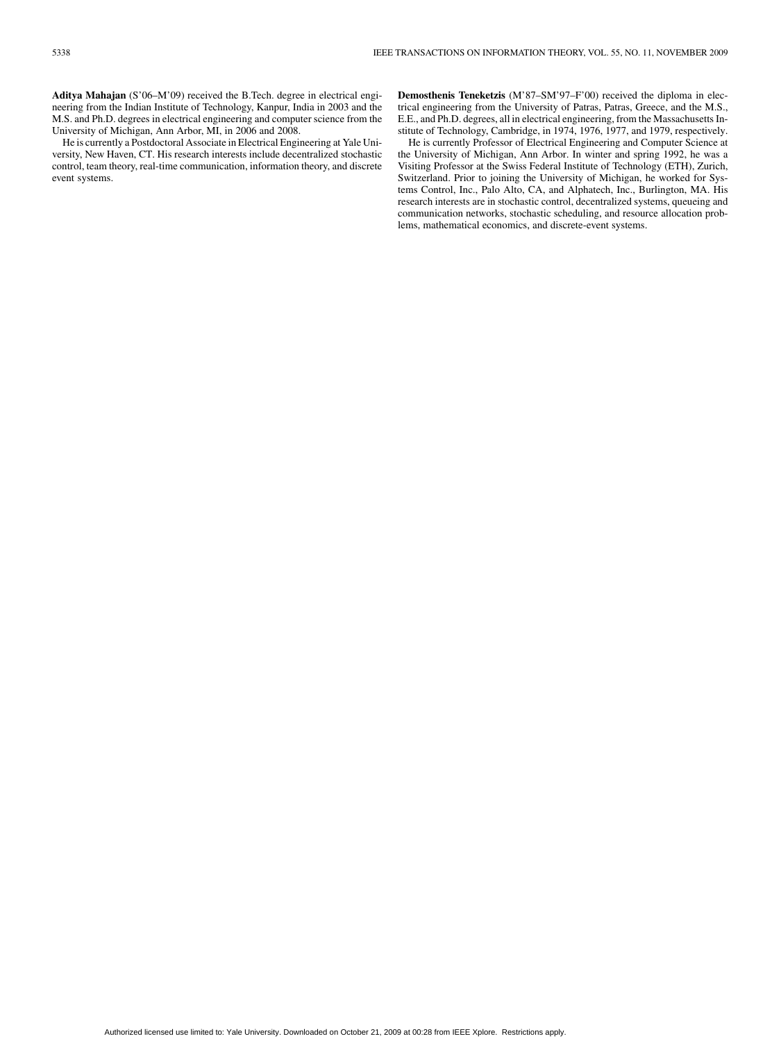**Aditya Mahajan** (S'06–M'09) received the B.Tech. degree in electrical engineering from the Indian Institute of Technology, Kanpur, India in 2003 and the M.S. and Ph.D. degrees in electrical engineering and computer science from the University of Michigan, Ann Arbor, MI, in 2006 and 2008.

He is currently a Postdoctoral Associate in Electrical Engineering at Yale University, New Haven, CT. His research interests include decentralized stochastic control, team theory, real-time communication, information theory, and discrete event systems.

**Demosthenis Teneketzis** (M'87–SM'97–F'00) received the diploma in electrical engineering from the University of Patras, Patras, Greece, and the M.S., E.E., and Ph.D. degrees, all in electrical engineering, from the Massachusetts Institute of Technology, Cambridge, in 1974, 1976, 1977, and 1979, respectively.

He is currently Professor of Electrical Engineering and Computer Science at the University of Michigan, Ann Arbor. In winter and spring 1992, he was a Visiting Professor at the Swiss Federal Institute of Technology (ETH), Zurich, Switzerland. Prior to joining the University of Michigan, he worked for Systems Control, Inc., Palo Alto, CA, and Alphatech, Inc., Burlington, MA. His research interests are in stochastic control, decentralized systems, queueing and communication networks, stochastic scheduling, and resource allocation problems, mathematical economics, and discrete-event systems.